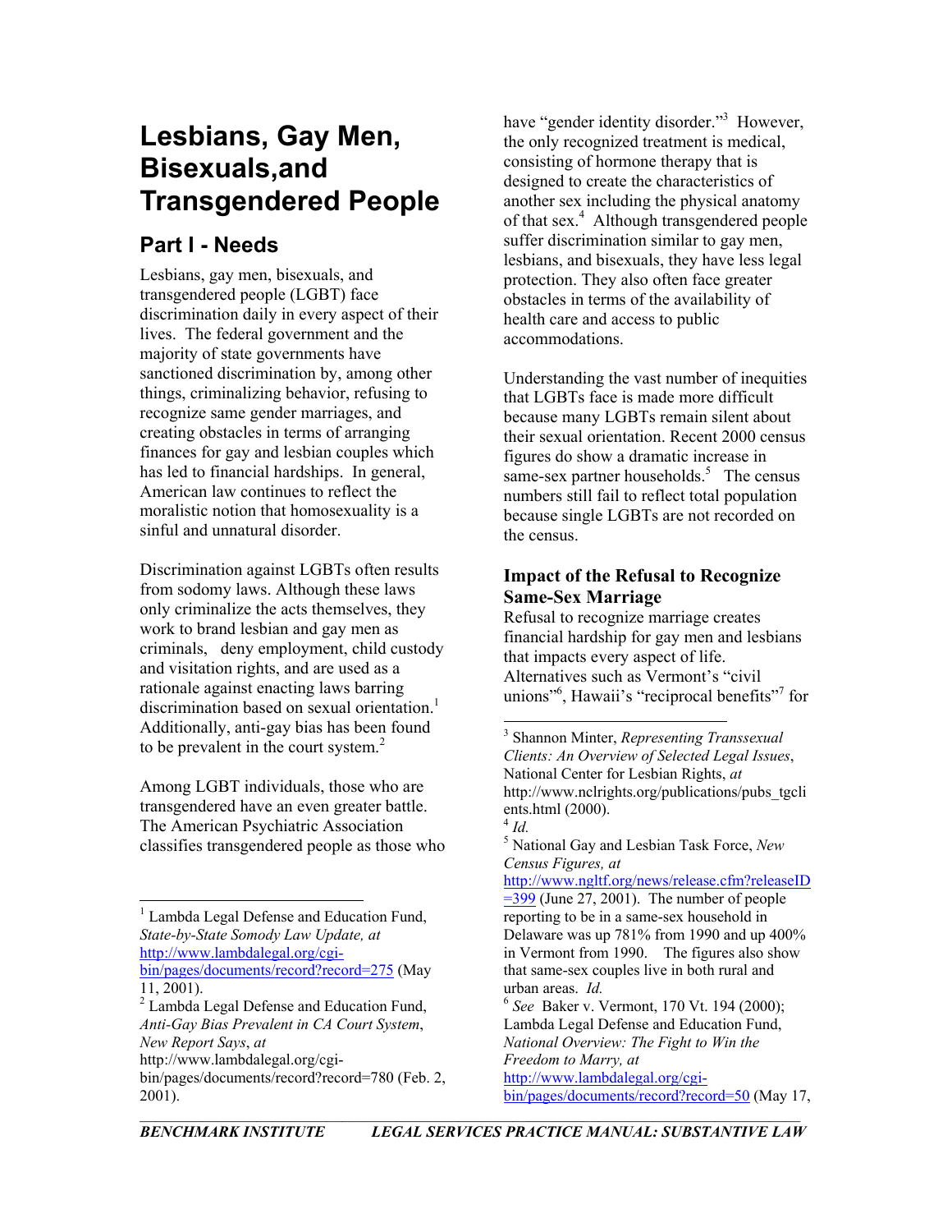# Lesbians, Gay Men, Bisexuals,and Transgendered People

## Part I - Needs

Lesbians, gay men, bisexuals, and transgendered people (LGBT) face discrimination daily in every aspect of their lives. The federal government and the majority of state governments have sanctioned discrimination by, among other things, criminalizing behavior, refusing to recognize same gender marriages, and creating obstacles in terms of arranging finances for gay and lesbian couples which has led to financial hardships. In general, American law continues to reflect the moralistic notion that homosexuality is a sinful and unnatural disorder.

Discrimination against LGBTs often results from sodomy laws. Although these laws only criminalize the acts themselves, they work to brand lesbian and gay men as criminals, deny employment, child custody and visitation rights, and are used as a rationale against enacting laws barring discrimination based on sexual orientation.[1] Additionally, anti-gay bias has been found to be prevalent in the court system.[2]

Among LGBT individuals, those who are transgendered have an even greater battle. The American Psychiatric Association classifies transgendered people as those who have "gender identity disorder."[3] However, the only recognized treatment is medical, consisting of hormone therapy that is designed to create the characteristics of another sex including the physical anatomy of that sex.[4] Although transgendered people suffer discrimination similar to gay men, lesbians, and bisexuals, they have less legal protection. They also often face greater obstacles in terms of the availability of health care and access to public accommodations.

Understanding the vast number of inequities that LGBTs face is made more difficult because many LGBTs remain silent about their sexual orientation. Recent 2000 census figures do show a dramatic increase in same-sex partner households.[5] The census numbers still fail to reflect total population because single LGBTs are not recorded on the census.

### Impact of the Refusal to Recognize Same-Sex Marriage

Refusal to recognize marriage creates financial hardship for gay men and lesbians that impacts every aspect of life. Alternatives such as Vermont's "civil unions"[6], Hawaii's "reciprocal benefits"[7] for

---

[1] Lambda Legal Defense and Education Fund, *State-by-State Somody Law Update, at* http://www.lambdalegal.org/cgi-bin/pages/documents/record?record=275 (May 11, 2001).

[2] Lambda Legal Defense and Education Fund, *Anti-Gay Bias Prevalent in CA Court System*, *New Report Says*, *at* http://www.lambdalegal.org/cgi-bin/pages/documents/record?record=780 (Feb. 2, 2001).

[3] Shannon Minter, *Representing Transsexual Clients: An Overview of Selected Legal Issues*, National Center for Lesbian Rights, *at* http://www.nclrights.org/publications/pubs_tgclients.html (2000).

[4] *Id.*

[5] National Gay and Lesbian Task Force, *New Census Figures, at* http://www.ngltf.org/news/release.cfm?releaseID=399 (June 27, 2001). The number of people reporting to be in a same-sex household in Delaware was up 781% from 1990 and up 400% in Vermont from 1990. The figures also show that same-sex couples live in both rural and urban areas. *Id.*

[6] *See* Baker v. Vermont, 170 Vt. 194 (2000); Lambda Legal Defense and Education Fund, *National Overview: The Fight to Win the Freedom to Marry, at* http://www.lambdalegal.org/cgi-bin/pages/documents/record?record=50 (May 17,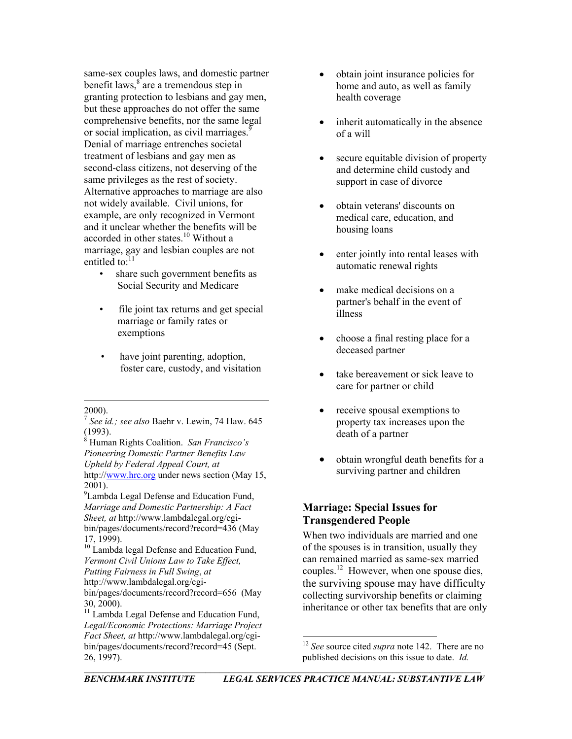same-sex couples laws, and domestic partner benefit laws,[8] are a tremendous step in granting protection to lesbians and gay men, but these approaches do not offer the same comprehensive benefits, nor the same legal or social implication, as civil marriages.[9] Denial of marriage entrenches societal treatment of lesbians and gay men as second-class citizens, not deserving of the same privileges as the rest of society. Alternative approaches to marriage are also not widely available. Civil unions, for example, are only recognized in Vermont and it unclear whether the benefits will be accorded in other states.[10] Without a marriage, gay and lesbian couples are not entitled to:[11]

- share such government benefits as Social Security and Medicare
- file joint tax returns and get special marriage or family rates or exemptions
- have joint parenting, adoption, foster care, custody, and visitation
- obtain joint insurance policies for home and auto, as well as family health coverage
- inherit automatically in the absence of a will
- secure equitable division of property and determine child custody and support in case of divorce
- obtain veterans' discounts on medical care, education, and housing loans
- enter jointly into rental leases with automatic renewal rights
- make medical decisions on a partner's behalf in the event of illness
- choose a final resting place for a deceased partner
- take bereavement or sick leave to care for partner or child
- receive spousal exemptions to property tax increases upon the death of a partner
- obtain wrongful death benefits for a surviving partner and children

## Marriage: Special Issues for Transgendered People

When two individuals are married and one of the spouses is in transition, usually they can remained married as same-sex married couples.[12] However, when one spouse dies, the surviving spouse may have difficulty collecting survivorship benefits or claiming inheritance or other tax benefits that are only

---

2000).

[7] *See id.; see also* Baehr v. Lewin, 74 Haw. 645 (1993).

[8] Human Rights Coalition. *San Francisco's Pioneering Domestic Partner Benefits Law Upheld by Federal Appeal Court, at* http://www.hrc.org under news section (May 15, 2001).

[9] Lambda Legal Defense and Education Fund, *Marriage and Domestic Partnership: A Fact Sheet, at* http://www.lambdalegal.org/cgi-bin/pages/documents/record?record=436 (May 17, 1999).

[10] Lambda legal Defense and Education Fund, *Vermont Civil Unions Law to Take Effect, Putting Fairness in Full Swing*, *at* http://www.lambdalegal.org/cgi-bin/pages/documents/record?record=656 (May 30, 2000).

[11] Lambda Legal Defense and Education Fund, *Legal/Economic Protections: Marriage Project Fact Sheet, at* http://www.lambdalegal.org/cgi-bin/pages/documents/record?record=45 (Sept. 26, 1997).

[12] *See* source cited *supra* note 142. There are no published decisions on this issue to date. *Id.*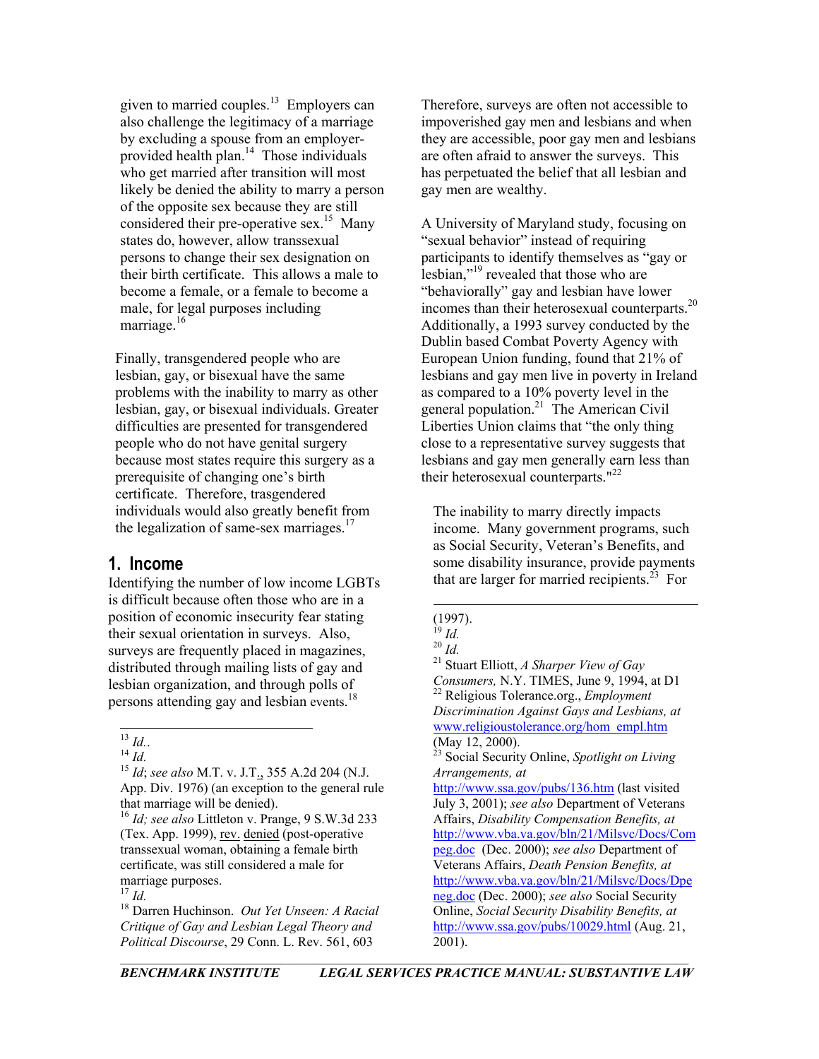given to married couples.[13] Employers can also challenge the legitimacy of a marriage by excluding a spouse from an employer-provided health plan.[14] Those individuals who get married after transition will most likely be denied the ability to marry a person of the opposite sex because they are still considered their pre-operative sex.[15] Many states do, however, allow transsexual persons to change their sex designation on their birth certificate. This allows a male to become a female, or a female to become a male, for legal purposes including marriage.[16]

Finally, transgendered people who are lesbian, gay, or bisexual have the same problems with the inability to marry as other lesbian, gay, or bisexual individuals. Greater difficulties are presented for transgendered people who do not have genital surgery because most states require this surgery as a prerequisite of changing one's birth certificate. Therefore, trasgendered individuals would also greatly benefit from the legalization of same-sex marriages.[17]

## 1. Income

Identifying the number of low income LGBTs is difficult because often those who are in a position of economic insecurity fear stating their sexual orientation in surveys. Also, surveys are frequently placed in magazines, distributed through mailing lists of gay and lesbian organization, and through polls of persons attending gay and lesbian events.[18] Therefore, surveys are often not accessible to impoverished gay men and lesbians and when they are accessible, poor gay men and lesbians are often afraid to answer the surveys. This has perpetuated the belief that all lesbian and gay men are wealthy.

A University of Maryland study, focusing on "sexual behavior" instead of requiring participants to identify themselves as "gay or lesbian,"[19] revealed that those who are "behaviorally" gay and lesbian have lower incomes than their heterosexual counterparts.[20] Additionally, a 1993 survey conducted by the Dublin based Combat Poverty Agency with European Union funding, found that 21% of lesbians and gay men live in poverty in Ireland as compared to a 10% poverty level in the general population.[21] The American Civil Liberties Union claims that "the only thing close to a representative survey suggests that lesbians and gay men generally earn less than their heterosexual counterparts."[22]

The inability to marry directly impacts income. Many government programs, such as Social Security, Veteran's Benefits, and some disability insurance, provide payments that are larger for married recipients.[23] For

---

[13] *Id.*.

[14] *Id.*

[15] *Id*; *see also* M.T. v. J.T., 355 A.2d 204 (N.J. App. Div. 1976) (an exception to the general rule that marriage will be denied).

[16] *Id; see also* Littleton v. Prange, 9 S.W.3d 233 (Tex. App. 1999), rev. denied (post-operative transsexual woman, obtaining a female birth certificate, was still considered a male for marriage purposes.

[17] *Id.*

[18] Darren Huchinson. *Out Yet Unseen: A Racial Critique of Gay and Lesbian Legal Theory and Political Discourse*, 29 Conn. L. Rev. 561, 603 (1997).

[19] *Id.*

[20] *Id.*

[21] Stuart Elliott, *A Sharper View of Gay Consumers,* N.Y. TIMES, June 9, 1994, at D1

[22] Religious Tolerance.org., *Employment Discrimination Against Gays and Lesbians, at* www.religioustolerance.org/hom_empl.htm (May 12, 2000).

[23] Social Security Online, *Spotlight on Living Arrangements, at* http://www.ssa.gov/pubs/136.htm (last visited July 3, 2001); *see also* Department of Veterans Affairs, *Disability Compensation Benefits, at* http://www.vba.va.gov/bln/21/Milsvc/Docs/Compeg.doc (Dec. 2000); *see also* Department of Veterans Affairs, *Death Pension Benefits, at* http://www.vba.va.gov/bln/21/Milsvc/Docs/Dpeneg.doc (Dec. 2000); *see also* Social Security Online, *Social Security Disability Benefits, at* http://www.ssa.gov/pubs/10029.html (Aug. 21, 2001).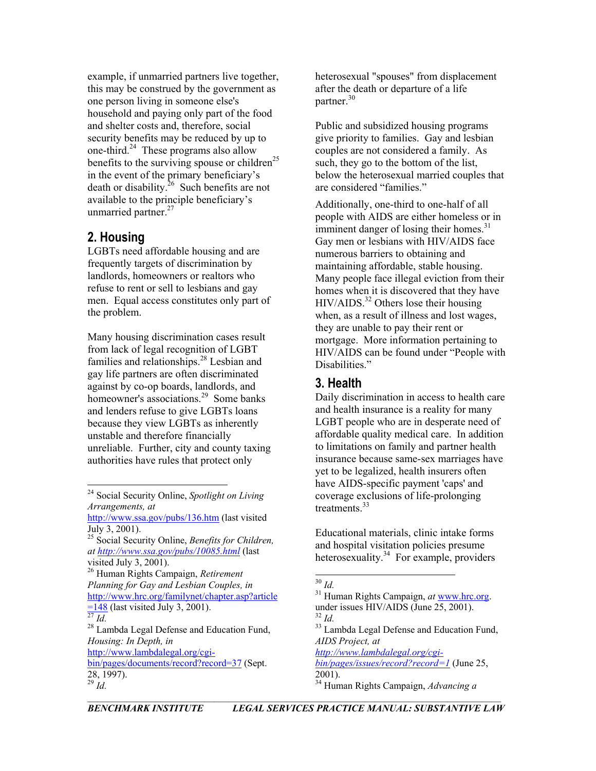example, if unmarried partners live together, this may be construed by the government as one person living in someone else's household and paying only part of the food and shelter costs and, therefore, social security benefits may be reduced by up to one-third.[24] These programs also allow benefits to the surviving spouse or children[25] in the event of the primary beneficiary's death or disability.[26] Such benefits are not available to the principle beneficiary's unmarried partner.[27]

## 2. Housing

LGBTs need affordable housing and are frequently targets of discrimination by landlords, homeowners or realtors who refuse to rent or sell to lesbians and gay men. Equal access constitutes only part of the problem.

Many housing discrimination cases result from lack of legal recognition of LGBT families and relationships.[28] Lesbian and gay life partners are often discriminated against by co-op boards, landlords, and homeowner's associations.[29] Some banks and lenders refuse to give LGBTs loans because they view LGBTs as inherently unstable and therefore financially unreliable. Further, city and county taxing authorities have rules that protect only heterosexual "spouses" from displacement after the death or departure of a life partner.[30]

Public and subsidized housing programs give priority to families. Gay and lesbian couples are not considered a family. As such, they go to the bottom of the list, below the heterosexual married couples that are considered "families."

Additionally, one-third to one-half of all people with AIDS are either homeless or in imminent danger of losing their homes.[31] Gay men or lesbians with HIV/AIDS face numerous barriers to obtaining and maintaining affordable, stable housing. Many people face illegal eviction from their homes when it is discovered that they have HIV/AIDS.[32] Others lose their housing when, as a result of illness and lost wages, they are unable to pay their rent or mortgage. More information pertaining to HIV/AIDS can be found under "People with Disabilities."

## 3. Health

Daily discrimination in access to health care and health insurance is a reality for many LGBT people who are in desperate need of affordable quality medical care. In addition to limitations on family and partner health insurance because same-sex marriages have yet to be legalized, health insurers often have AIDS-specific payment 'caps' and coverage exclusions of life-prolonging treatments.[33]

Educational materials, clinic intake forms and hospital visitation policies presume heterosexuality.[34] For example, providers

---

[24] Social Security Online, *Spotlight on Living Arrangements, at* http://www.ssa.gov/pubs/136.htm (last visited July 3, 2001).

[25] Social Security Online, *Benefits for Children, at http://www.ssa.gov/pubs/10085.html* (last visited July 3, 2001).

[26] Human Rights Campaign, *Retirement Planning for Gay and Lesbian Couples, in* http://www.hrc.org/familynet/chapter.asp?article=148 (last visited July 3, 2001).

[27] *Id.*

[28] Lambda Legal Defense and Education Fund, *Housing: In Depth, in* http://www.lambdalegal.org/cgi-bin/pages/documents/record?record=37 (Sept. 28, 1997).

[29] *Id.*

[30] *Id.*

[31] Human Rights Campaign, *at* www.hrc.org. under issues HIV/AIDS (June 25, 2001).

[32] *Id.*

[33] Lambda Legal Defense and Education Fund, *AIDS Project, at* *http://www.lambdalegal.org/cgi-bin/pages/issues/record?record=1* (June 25, 2001).

[34] Human Rights Campaign, *Advancing a*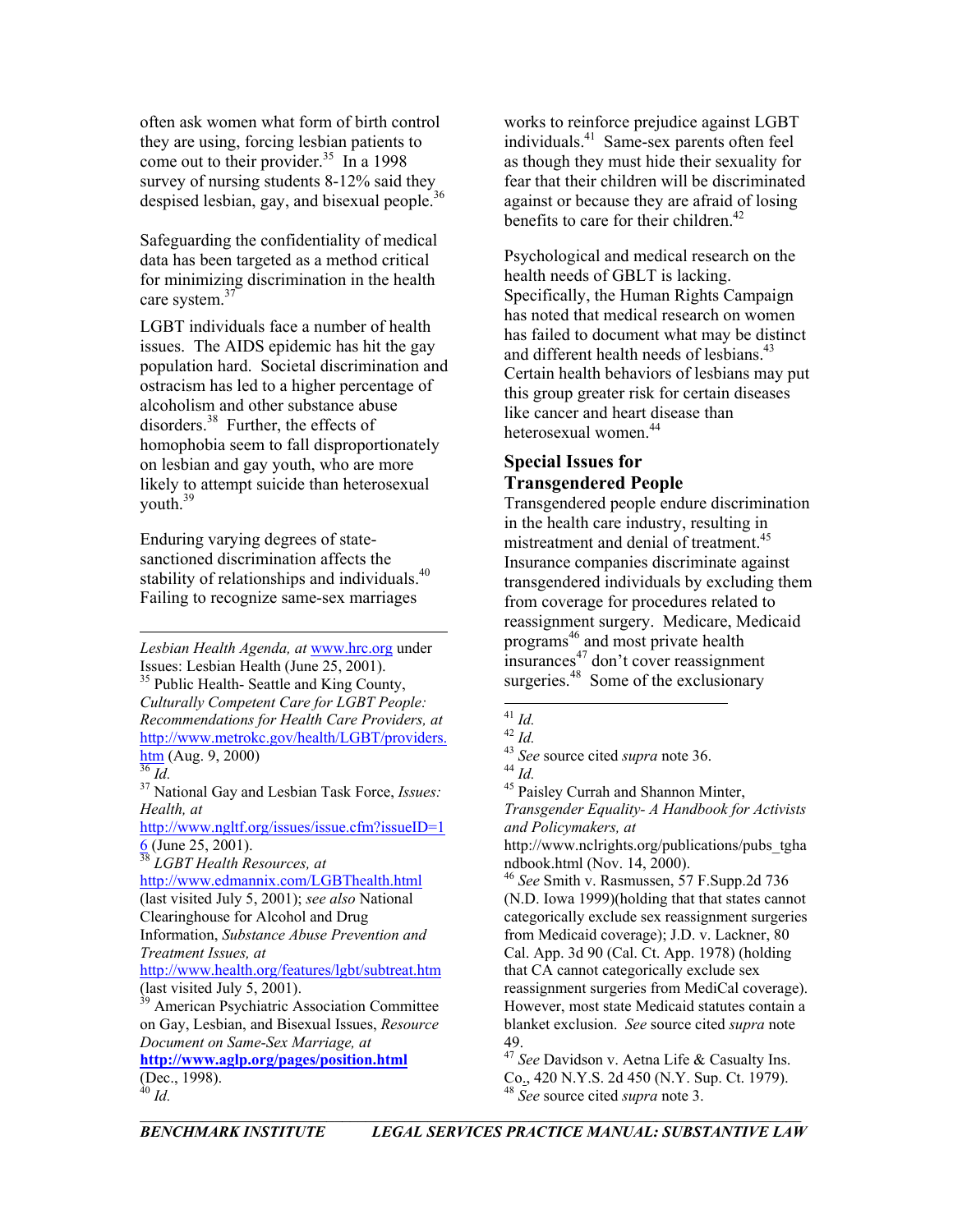often ask women what form of birth control they are using, forcing lesbian patients to come out to their provider.[35] In a 1998 survey of nursing students 8-12% said they despised lesbian, gay, and bisexual people.[36]

Safeguarding the confidentiality of medical data has been targeted as a method critical for minimizing discrimination in the health care system.[37]

LGBT individuals face a number of health issues. The AIDS epidemic has hit the gay population hard. Societal discrimination and ostracism has led to a higher percentage of alcoholism and other substance abuse disorders.[38] Further, the effects of homophobia seem to fall disproportionately on lesbian and gay youth, who are more likely to attempt suicide than heterosexual youth.[39]

Enduring varying degrees of state-sanctioned discrimination affects the stability of relationships and individuals.[40] Failing to recognize same-sex marriages works to reinforce prejudice against LGBT individuals.[41] Same-sex parents often feel as though they must hide their sexuality for fear that their children will be discriminated against or because they are afraid of losing benefits to care for their children.[42]

Psychological and medical research on the health needs of GBLT is lacking. Specifically, the Human Rights Campaign has noted that medical research on women has failed to document what may be distinct and different health needs of lesbians.[43] Certain health behaviors of lesbians may put this group greater risk for certain diseases like cancer and heart disease than heterosexual women.[44]

## Special Issues for Transgendered People

Transgendered people endure discrimination in the health care industry, resulting in mistreatment and denial of treatment.[45] Insurance companies discriminate against transgendered individuals by excluding them from coverage for procedures related to reassignment surgery. Medicare, Medicaid programs[46] and most private health insurances[47] don't cover reassignment surgeries.[48] Some of the exclusionary

---

*Lesbian Health Agenda, at* www.hrc.org under Issues: Lesbian Health (June 25, 2001).

[35] Public Health- Seattle and King County, *Culturally Competent Care for LGBT People: Recommendations for Health Care Providers, at* http://www.metrokc.gov/health/LGBT/providers.htm (Aug. 9, 2000)

[36] *Id.*

[37] National Gay and Lesbian Task Force, *Issues: Health, at* http://www.ngltf.org/issues/issue.cfm?issueID=16 (June 25, 2001).

[38] *LGBT Health Resources, at* http://www.edmannix.com/LGBThealth.html (last visited July 5, 2001); *see also* National Clearinghouse for Alcohol and Drug Information, *Substance Abuse Prevention and Treatment Issues, at* http://www.health.org/features/lgbt/subtreat.htm (last visited July 5, 2001).

[39] American Psychiatric Association Committee on Gay, Lesbian, and Bisexual Issues, *Resource Document on Same-Sex Marriage, at* **http://www.aglp.org/pages/position.html** (Dec., 1998).

[40] *Id.*

[41] *Id.*

[42] *Id.*

[43] *See* source cited *supra* note 36.

[44] *Id.*

[45] Paisley Currah and Shannon Minter, *Transgender Equality- A Handbook for Activists and Policymakers, at* http://www.nclrights.org/publications/pubs_tghandbook.html (Nov. 14, 2000).

[46] *See* Smith v. Rasmussen, 57 F.Supp.2d 736 (N.D. Iowa 1999)(holding that that states cannot categorically exclude sex reassignment surgeries from Medicaid coverage); J.D. v. Lackner, 80 Cal. App. 3d 90 (Cal. Ct. App. 1978) (holding that CA cannot categorically exclude sex reassignment surgeries from MediCal coverage). However, most state Medicaid statutes contain a blanket exclusion. *See* source cited *supra* note 49.

[47] *See* Davidson v. Aetna Life & Casualty Ins. Co., 420 N.Y.S. 2d 450 (N.Y. Sup. Ct. 1979).

[48] *See* source cited *supra* note 3.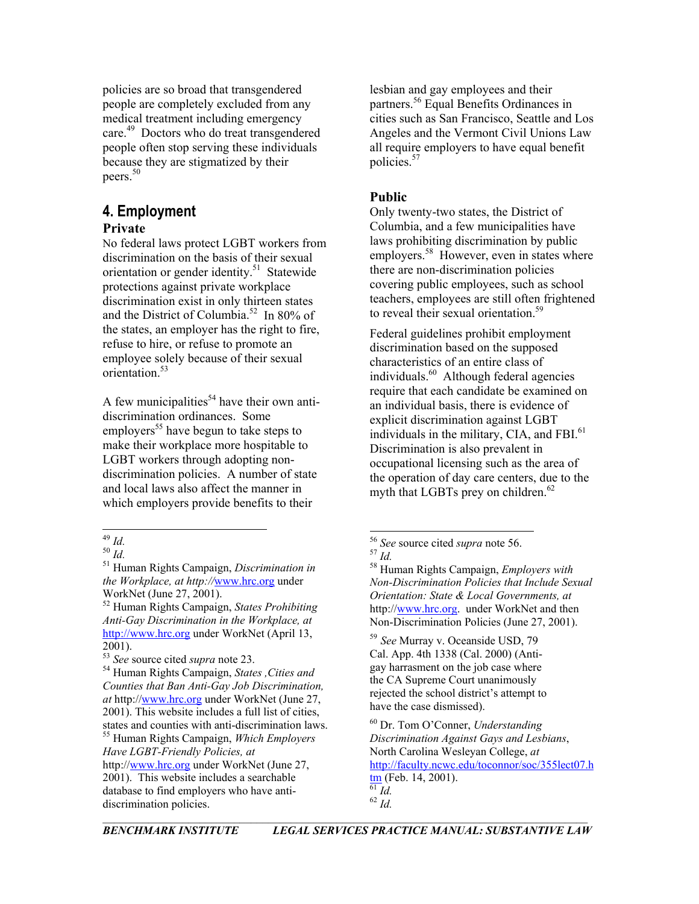policies are so broad that transgendered people are completely excluded from any medical treatment including emergency care.[49] Doctors who do treat transgendered people often stop serving these individuals because they are stigmatized by their peers.[50]

## 4. Employment

### Private

No federal laws protect LGBT workers from discrimination on the basis of their sexual orientation or gender identity.[51] Statewide protections against private workplace discrimination exist in only thirteen states and the District of Columbia.[52] In 80% of the states, an employer has the right to fire, refuse to hire, or refuse to promote an employee solely because of their sexual orientation.[53]

A few municipalities[54] have their own anti-discrimination ordinances. Some employers[55] have begun to take steps to make their workplace more hospitable to LGBT workers through adopting non-discrimination policies. A number of state and local laws also affect the manner in which employers provide benefits to their lesbian and gay employees and their partners.[56] Equal Benefits Ordinances in cities such as San Francisco, Seattle and Los Angeles and the Vermont Civil Unions Law all require employers to have equal benefit policies.[57]

### Public

Only twenty-two states, the District of Columbia, and a few municipalities have laws prohibiting discrimination by public employers.[58] However, even in states where there are non-discrimination policies covering public employees, such as school teachers, employees are still often frightened to reveal their sexual orientation.[59]

Federal guidelines prohibit employment discrimination based on the supposed characteristics of an entire class of individuals.[60] Although federal agencies require that each candidate be examined on an individual basis, there is evidence of explicit discrimination against LGBT individuals in the military, CIA, and FBI.[61] Discrimination is also prevalent in occupational licensing such as the area of the operation of day care centers, due to the myth that LGBTs prey on children.[62]

---

[49] *Id.*

[50] *Id.*

[51] Human Rights Campaign, *Discrimination in the Workplace, at http://*www.hrc.org under WorkNet (June 27, 2001).

[52] Human Rights Campaign, *States Prohibiting Anti-Gay Discrimination in the Workplace, at* http://www.hrc.org under WorkNet (April 13, 2001).

[53] *See* source cited *supra* note 23.

[54] Human Rights Campaign, *States ,Cities and Counties that Ban Anti-Gay Job Discrimination, at* http://www.hrc.org under WorkNet (June 27, 2001). This website includes a full list of cities, states and counties with anti-discrimination laws.

[55] Human Rights Campaign, *Which Employers Have LGBT-Friendly Policies, at* http://www.hrc.org under WorkNet (June 27, 2001). This website includes a searchable database to find employers who have anti-discrimination policies.

[56] *See* source cited *supra* note 56.

[57] *Id.*

[58] Human Rights Campaign, *Employers with Non-Discrimination Policies that Include Sexual Orientation: State & Local Governments, at* http://www.hrc.org. under WorkNet and then Non-Discrimination Policies (June 27, 2001).

[59] *See* Murray v. Oceanside USD, 79 Cal. App. 4th 1338 (Cal. 2000) (Anti-gay harrassment on the job case where the CA Supreme Court unanimously rejected the school district's attempt to have the case dismissed).

[60] Dr. Tom O'Conner, *Understanding Discrimination Against Gays and Lesbians*, North Carolina Wesleyan College, *at* http://faculty.ncwc.edu/toconnor/soc/355lect07.htm (Feb. 14, 2001).

[61] *Id.*

[62] *Id.*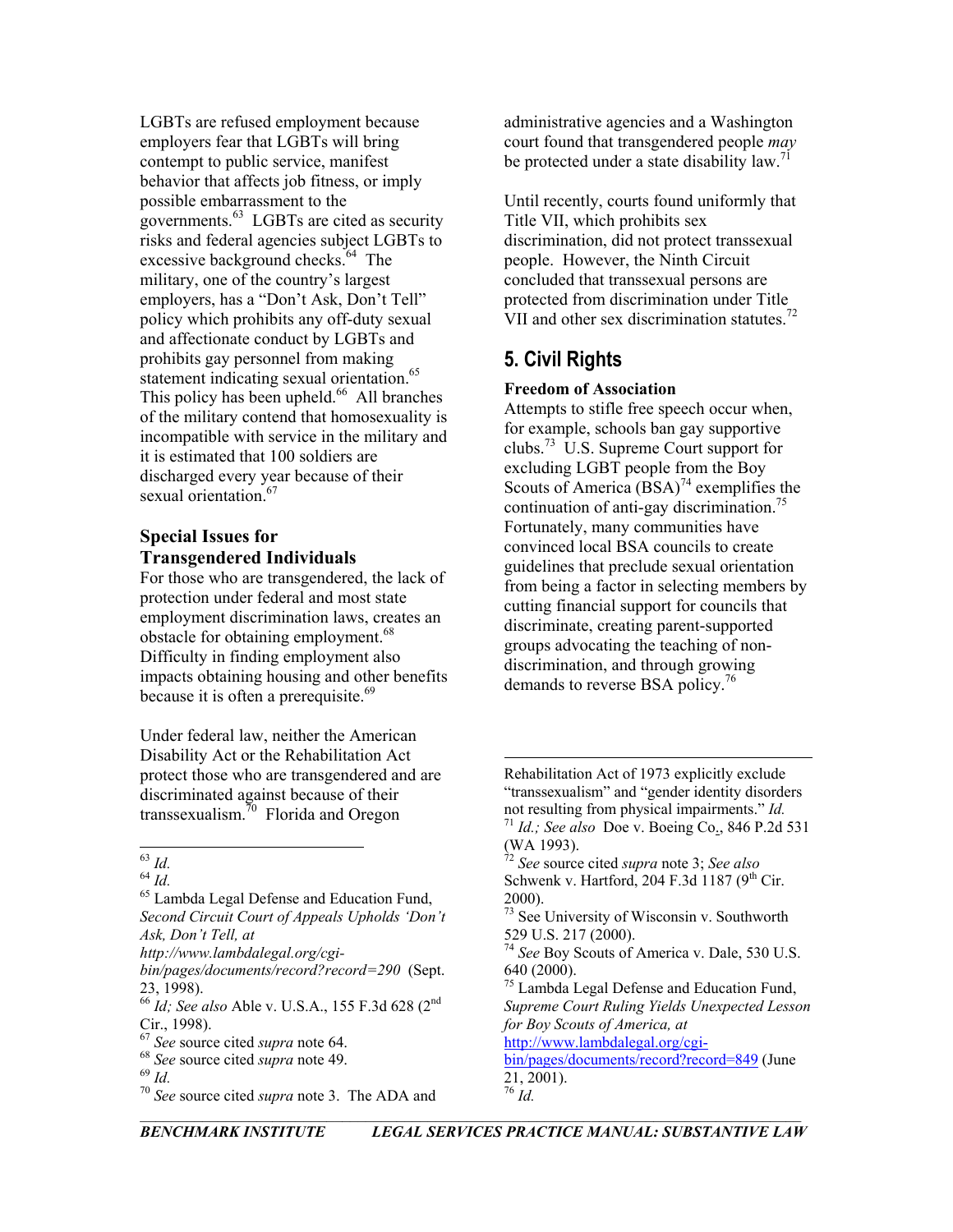LGBTs are refused employment because employers fear that LGBTs will bring contempt to public service, manifest behavior that affects job fitness, or imply possible embarrassment to the governments.[63] LGBTs are cited as security risks and federal agencies subject LGBTs to excessive background checks.[64] The military, one of the country's largest employers, has a "Don't Ask, Don't Tell" policy which prohibits any off-duty sexual and affectionate conduct by LGBTs and prohibits gay personnel from making statement indicating sexual orientation.[65] This policy has been upheld.[66] All branches of the military contend that homosexuality is incompatible with service in the military and it is estimated that 100 soldiers are discharged every year because of their sexual orientation.[67]

### Special Issues for Transgendered Individuals

For those who are transgendered, the lack of protection under federal and most state employment discrimination laws, creates an obstacle for obtaining employment.[68] Difficulty in finding employment also impacts obtaining housing and other benefits because it is often a prerequisite.[69]

Under federal law, neither the American Disability Act or the Rehabilitation Act protect those who are transgendered and are discriminated against because of their transsexualism.[70] Florida and Oregon administrative agencies and a Washington court found that transgendered people *may* be protected under a state disability law.[71]

Until recently, courts found uniformly that Title VII, which prohibits sex discrimination, did not protect transsexual people. However, the Ninth Circuit concluded that transsexual persons are protected from discrimination under Title VII and other sex discrimination statutes.[72]

## 5. Civil Rights

### Freedom of Association

Attempts to stifle free speech occur when, for example, schools ban gay supportive clubs.[73] U.S. Supreme Court support for excluding LGBT people from the Boy Scouts of America (BSA)[74] exemplifies the continuation of anti-gay discrimination.[75] Fortunately, many communities have convinced local BSA councils to create guidelines that preclude sexual orientation from being a factor in selecting members by cutting financial support for councils that discriminate, creating parent-supported groups advocating the teaching of non-discrimination, and through growing demands to reverse BSA policy.[76]

---

[63] *Id.*

[64] *Id.*

[65] Lambda Legal Defense and Education Fund, *Second Circuit Court of Appeals Upholds 'Don't Ask, Don't Tell, at http://www.lambdalegal.org/cgi-bin/pages/documents/record?record=290* (Sept. 23, 1998).

[66] *Id; See also* Able v. U.S.A., 155 F.3d 628 (2nd Cir., 1998).

[67] *See* source cited *supra* note 64.

[68] *See* source cited *supra* note 49.

[69] *Id.*

[70] *See* source cited *supra* note 3. The ADA and Rehabilitation Act of 1973 explicitly exclude "transsexualism" and "gender identity disorders not resulting from physical impairments." *Id.*

[71] *Id.; See also* Doe v. Boeing Co., 846 P.2d 531 (WA 1993).

[72] *See* source cited *supra* note 3; *See also* Schwenk v. Hartford, 204 F.3d 1187 (9th Cir. 2000).

[73] See University of Wisconsin v. Southworth 529 U.S. 217 (2000).

[74] *See* Boy Scouts of America v. Dale, 530 U.S. 640 (2000).

[75] Lambda Legal Defense and Education Fund, *Supreme Court Ruling Yields Unexpected Lesson for Boy Scouts of America, at* http://www.lambdalegal.org/cgi-bin/pages/documents/record?record=849 (June 21, 2001).

[76] *Id.*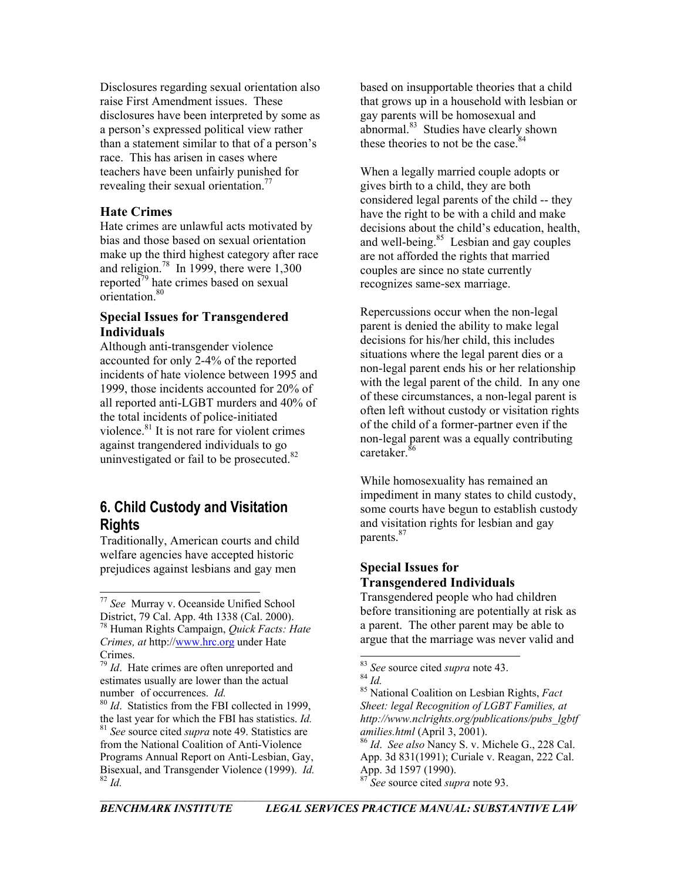Disclosures regarding sexual orientation also raise First Amendment issues. These disclosures have been interpreted by some as a person's expressed political view rather than a statement similar to that of a person's race. This has arisen in cases where teachers have been unfairly punished for revealing their sexual orientation.[77]

### Hate Crimes

Hate crimes are unlawful acts motivated by bias and those based on sexual orientation make up the third highest category after race and religion.[78] In 1999, there were 1,300 reported[79] hate crimes based on sexual orientation.[80]

### Special Issues for Transgendered Individuals

Although anti-transgender violence accounted for only 2-4% of the reported incidents of hate violence between 1995 and 1999, those incidents accounted for 20% of all reported anti-LGBT murders and 40% of the total incidents of police-initiated violence.[81] It is not rare for violent crimes against trangendered individuals to go uninvestigated or fail to be prosecuted.[82]

## 6. Child Custody and Visitation Rights

Traditionally, American courts and child welfare agencies have accepted historic prejudices against lesbians and gay men based on insupportable theories that a child that grows up in a household with lesbian or gay parents will be homosexual and abnormal.[83] Studies have clearly shown these theories to not be the case.[84]

When a legally married couple adopts or gives birth to a child, they are both considered legal parents of the child -- they have the right to be with a child and make decisions about the child's education, health, and well-being.[85] Lesbian and gay couples are not afforded the rights that married couples are since no state currently recognizes same-sex marriage.

Repercussions occur when the non-legal parent is denied the ability to make legal decisions for his/her child, this includes situations where the legal parent dies or a non-legal parent ends his or her relationship with the legal parent of the child. In any one of these circumstances, a non-legal parent is often left without custody or visitation rights of the child of a former-partner even if the non-legal parent was a equally contributing caretaker.[86]

While homosexuality has remained an impediment in many states to child custody, some courts have begun to establish custody and visitation rights for lesbian and gay parents.[87]

### Special Issues for Transgendered Individuals

Transgendered people who had children before transitioning are potentially at risk as a parent. The other parent may be able to argue that the marriage was never valid and

---

[77] *See* Murray v. Oceanside Unified School District, 79 Cal. App. 4th 1338 (Cal. 2000).

[78] Human Rights Campaign, *Quick Facts: Hate Crimes, at* http://www.hrc.org under Hate Crimes.

[79] *Id*. Hate crimes are often unreported and estimates usually are lower than the actual number of occurrences. *Id.*

[80] *Id*. Statistics from the FBI collected in 1999, the last year for which the FBI has statistics. *Id.*

[81] *See* source cited *supra* note 49. Statistics are from the National Coalition of Anti-Violence Programs Annual Report on Anti-Lesbian, Gay, Bisexual, and Transgender Violence (1999). *Id.*

[82] *Id.*

[83] *See* source cited *supra* note 43.

[84] *Id.*

[85] National Coalition on Lesbian Rights, *Fact Sheet: legal Recognition of LGBT Families, at http://www.nclrights.org/publications/pubs_lgbtfamilies.html* (April 3, 2001).

[86] *Id*. *See also* Nancy S. v. Michele G., 228 Cal. App. 3d 831(1991); Curiale v. Reagan, 222 Cal. App. 3d 1597 (1990).

[87] *See* source cited *supra* note 93.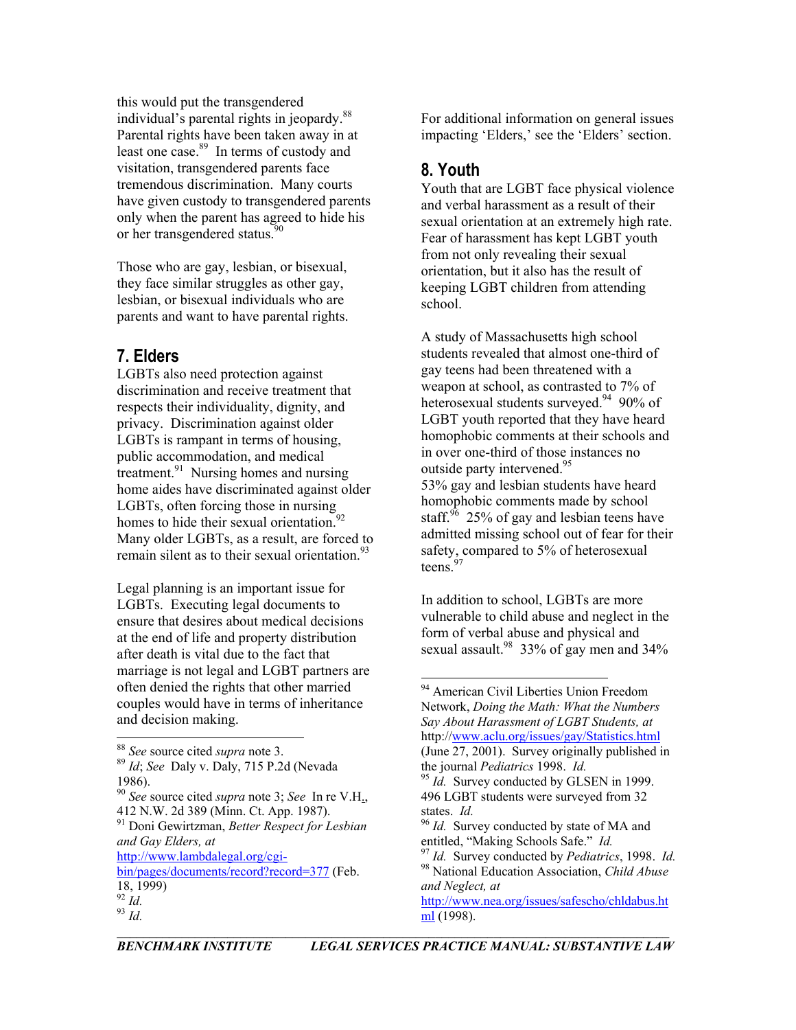this would put the transgendered individual's parental rights in jeopardy.[88] Parental rights have been taken away in at least one case.[89] In terms of custody and visitation, transgendered parents face tremendous discrimination. Many courts have given custody to transgendered parents only when the parent has agreed to hide his or her transgendered status.[90]

Those who are gay, lesbian, or bisexual, they face similar struggles as other gay, lesbian, or bisexual individuals who are parents and want to have parental rights.

## 7. Elders

LGBTs also need protection against discrimination and receive treatment that respects their individuality, dignity, and privacy. Discrimination against older LGBTs is rampant in terms of housing, public accommodation, and medical treatment.[91] Nursing homes and nursing home aides have discriminated against older LGBTs, often forcing those in nursing homes to hide their sexual orientation.[92] Many older LGBTs, as a result, are forced to remain silent as to their sexual orientation.[93]

Legal planning is an important issue for LGBTs. Executing legal documents to ensure that desires about medical decisions at the end of life and property distribution after death is vital due to the fact that marriage is not legal and LGBT partners are often denied the rights that other married couples would have in terms of inheritance and decision making.

For additional information on general issues impacting 'Elders,' see the 'Elders' section.

## 8. Youth

Youth that are LGBT face physical violence and verbal harassment as a result of their sexual orientation at an extremely high rate. Fear of harassment has kept LGBT youth from not only revealing their sexual orientation, but it also has the result of keeping LGBT children from attending school.

A study of Massachusetts high school students revealed that almost one-third of gay teens had been threatened with a weapon at school, as contrasted to 7% of heterosexual students surveyed.[94] 90% of LGBT youth reported that they have heard homophobic comments at their schools and in over one-third of those instances no outside party intervened.[95]
53% gay and lesbian students have heard homophobic comments made by school staff.[96] 25% of gay and lesbian teens have admitted missing school out of fear for their safety, compared to 5% of heterosexual teens.[97]

In addition to school, LGBTs are more vulnerable to child abuse and neglect in the form of verbal abuse and physical and sexual assault.[98] 33% of gay men and 34%

---

[88] *See* source cited *supra* note 3.

[89] *Id*; *See* Daly v. Daly, 715 P.2d (Nevada 1986).

[90] *See* source cited *supra* note 3; *See* In re V.H., 412 N.W. 2d 389 (Minn. Ct. App. 1987).

[91] Doni Gewirtzman, *Better Respect for Lesbian and Gay Elders, at* http://www.lambdalegal.org/cgi-bin/pages/documents/record?record=377 (Feb. 18, 1999)

[92] *Id.*

[93] *Id.*

[94] American Civil Liberties Union Freedom Network, *Doing the Math: What the Numbers Say About Harassment of LGBT Students, at* http://www.aclu.org/issues/gay/Statistics.html (June 27, 2001). Survey originally published in the journal *Pediatrics* 1998. *Id.*

[95] *Id.* Survey conducted by GLSEN in 1999. 496 LGBT students were surveyed from 32 states. *Id.*

[96] *Id.* Survey conducted by state of MA and entitled, "Making Schools Safe." *Id.*

[97] *Id.* Survey conducted by *Pediatrics*, 1998. *Id.*

[98] National Education Association, *Child Abuse and Neglect, at* http://www.nea.org/issues/safescho/chldabus.html (1998).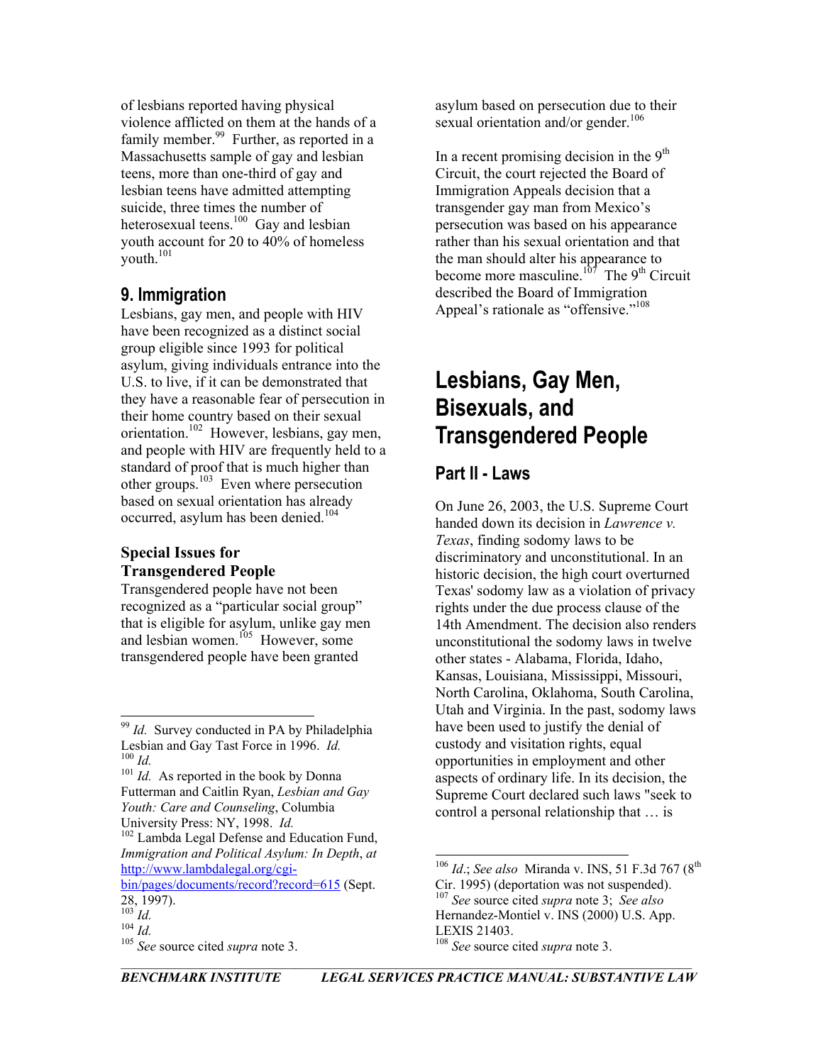of lesbians reported having physical violence afflicted on them at the hands of a family member.[99] Further, as reported in a Massachusetts sample of gay and lesbian teens, more than one-third of gay and lesbian teens have admitted attempting suicide, three times the number of heterosexual teens.[100] Gay and lesbian youth account for 20 to 40% of homeless youth.[101]

## 9. Immigration

Lesbians, gay men, and people with HIV have been recognized as a distinct social group eligible since 1993 for political asylum, giving individuals entrance into the U.S. to live, if it can be demonstrated that they have a reasonable fear of persecution in their home country based on their sexual orientation.[102] However, lesbians, gay men, and people with HIV are frequently held to a standard of proof that is much higher than other groups.[103] Even where persecution based on sexual orientation has already occurred, asylum has been denied.[104]

### Special Issues for Transgendered People

Transgendered people have not been recognized as a "particular social group" that is eligible for asylum, unlike gay men and lesbian women.[105] However, some transgendered people have been granted asylum based on persecution due to their sexual orientation and/or gender.[106]

In a recent promising decision in the 9th Circuit, the court rejected the Board of Immigration Appeals decision that a transgender gay man from Mexico's persecution was based on his appearance rather than his sexual orientation and that the man should alter his appearance to become more masculine.[107] The 9th Circuit described the Board of Immigration Appeal's rationale as "offensive."[108]

# Lesbians, Gay Men, Bisexuals, and Transgendered People

## Part II - Laws

On June 26, 2003, the U.S. Supreme Court handed down its decision in *Lawrence v. Texas*, finding sodomy laws to be discriminatory and unconstitutional. In an historic decision, the high court overturned Texas' sodomy law as a violation of privacy rights under the due process clause of the 14th Amendment. The decision also renders unconstitutional the sodomy laws in twelve other states - Alabama, Florida, Idaho, Kansas, Louisiana, Mississippi, Missouri, North Carolina, Oklahoma, South Carolina, Utah and Virginia. In the past, sodomy laws have been used to justify the denial of custody and visitation rights, equal opportunities in employment and other aspects of ordinary life. In its decision, the Supreme Court declared such laws "seek to control a personal relationship that … is

---

[99] *Id.* Survey conducted in PA by Philadelphia Lesbian and Gay Tast Force in 1996. *Id.*

[100] *Id.*

[101] *Id.* As reported in the book by Donna Futterman and Caitlin Ryan, *Lesbian and Gay Youth: Care and Counseling*, Columbia University Press: NY, 1998. *Id.*

[102] Lambda Legal Defense and Education Fund, *Immigration and Political Asylum: In Depth*, *at* http://www.lambdalegal.org/cgi-bin/pages/documents/record?record=615 (Sept. 28, 1997).

[103] *Id.*

[104] *Id.*

[105] *See* source cited *supra* note 3.

[106] *Id.*; *See also* Miranda v. INS, 51 F.3d 767 (8th Cir. 1995) (deportation was not suspended).

[107] *See* source cited *supra* note 3; *See also* Hernandez-Montiel v. INS (2000) U.S. App. LEXIS 21403.

[108] *See* source cited *supra* note 3.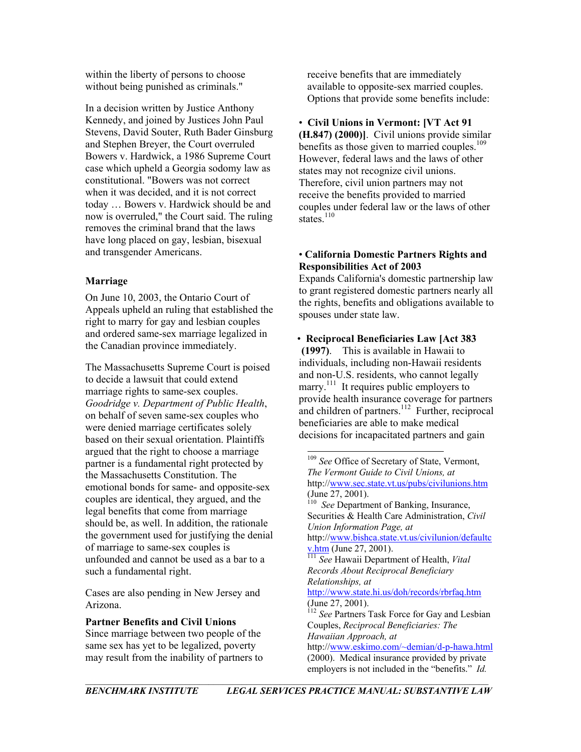within the liberty of persons to choose without being punished as criminals."

In a decision written by Justice Anthony Kennedy, and joined by Justices John Paul Stevens, David Souter, Ruth Bader Ginsburg and Stephen Breyer, the Court overruled Bowers v. Hardwick, a 1986 Supreme Court case which upheld a Georgia sodomy law as constitutional. "Bowers was not correct when it was decided, and it is not correct today … Bowers v. Hardwick should be and now is overruled," the Court said. The ruling removes the criminal brand that the laws have long placed on gay, lesbian, bisexual and transgender Americans.

### Marriage

On June 10, 2003, the Ontario Court of Appeals upheld an ruling that established the right to marry for gay and lesbian couples and ordered same-sex marriage legalized in the Canadian province immediately.

The Massachusetts Supreme Court is poised to decide a lawsuit that could extend marriage rights to same-sex couples. *Goodridge v. Department of Public Health*, on behalf of seven same-sex couples who were denied marriage certificates solely based on their sexual orientation. Plaintiffs argued that the right to choose a marriage partner is a fundamental right protected by the Massachusetts Constitution. The emotional bonds for same- and opposite-sex couples are identical, they argued, and the legal benefits that come from marriage should be, as well. In addition, the rationale the government used for justifying the denial of marriage to same-sex couples is unfounded and cannot be used as a bar to a such a fundamental right.

Cases are also pending in New Jersey and Arizona.

### Partner Benefits and Civil Unions

Since marriage between two people of the same sex has yet to be legalized, poverty may result from the inability of partners to receive benefits that are immediately available to opposite-sex married couples. Options that provide some benefits include:

- **Civil Unions in Vermont: [VT Act 91 (H.847) (2000)]**. Civil unions provide similar benefits as those given to married couples.[109] However, federal laws and the laws of other states may not recognize civil unions. Therefore, civil union partners may not receive the benefits provided to married couples under federal law or the laws of other states.[110]

- **California Domestic Partners Rights and Responsibilities Act of 2003**
Expands California's domestic partnership law to grant registered domestic partners nearly all the rights, benefits and obligations available to spouses under state law.

- **Reciprocal Beneficiaries Law [Act 383 (1997)**. This is available in Hawaii to individuals, including non-Hawaii residents and non-U.S. residents, who cannot legally marry.[111] It requires public employers to provide health insurance coverage for partners and children of partners.[112] Further, reciprocal beneficiaries are able to make medical decisions for incapacitated partners and gain

---

[109] *See* Office of Secretary of State, Vermont, *The Vermont Guide to Civil Unions, at* http://www.sec.state.vt.us/pubs/civilunions.htm (June 27, 2001).

[110] *See* Department of Banking, Insurance, Securities & Health Care Administration, *Civil Union Information Page, at* http://www.bishca.state.vt.us/civilunion/defaultcv.htm (June 27, 2001).

[111] *See* Hawaii Department of Health, *Vital Records About Reciprocal Beneficiary Relationships, at* http://www.state.hi.us/doh/records/rbrfaq.htm (June 27, 2001).

[112] *See* Partners Task Force for Gay and Lesbian Couples, *Reciprocal Beneficiaries: The Hawaiian Approach, at* http://www.eskimo.com/~demian/d-p-hawa.html (2000). Medical insurance provided by private employers is not included in the "benefits." *Id.*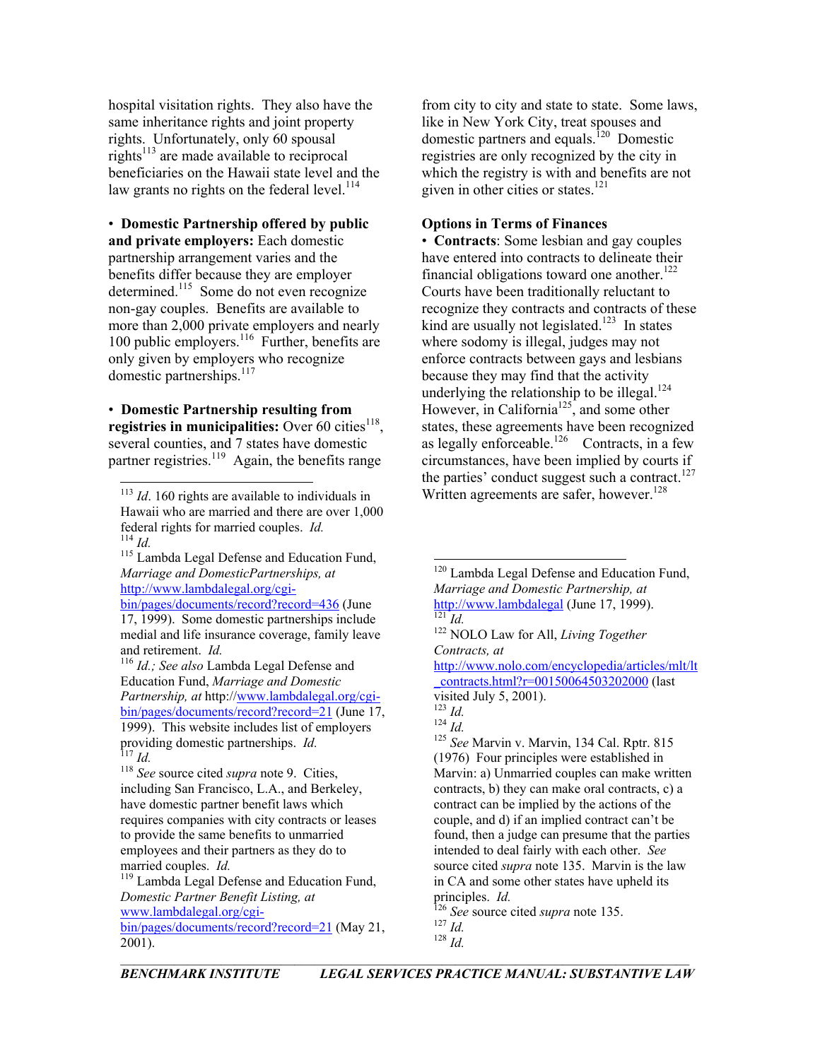hospital visitation rights. They also have the same inheritance rights and joint property rights. Unfortunately, only 60 spousal rights[113] are made available to reciprocal beneficiaries on the Hawaii state level and the law grants no rights on the federal level.[114]

• **Domestic Partnership offered by public and private employers:** Each domestic partnership arrangement varies and the benefits differ because they are employer determined.[115] Some do not even recognize non-gay couples. Benefits are available to more than 2,000 private employers and nearly 100 public employers.[116] Further, benefits are only given by employers who recognize domestic partnerships.[117]

• **Domestic Partnership resulting from registries in municipalities:** Over 60 cities[118], several counties, and 7 states have domestic partner registries.[119] Again, the benefits range from city to city and state to state. Some laws, like in New York City, treat spouses and domestic partners and equals.[120] Domestic registries are only recognized by the city in which the registry is with and benefits are not given in other cities or states.[121]

**Options in Terms of Finances**

• **Contracts**: Some lesbian and gay couples have entered into contracts to delineate their financial obligations toward one another.[122] Courts have been traditionally reluctant to recognize they contracts and contracts of these kind are usually not legislated.[123] In states where sodomy is illegal, judges may not enforce contracts between gays and lesbians because they may find that the activity underlying the relationship to be illegal.[124] However, in California[125], and some other states, these agreements have been recognized as legally enforceable.[126] Contracts, in a few circumstances, have been implied by courts if the parties' conduct suggest such a contract.[127] Written agreements are safer, however.[128]

---

[113] *Id*. 160 rights are available to individuals in Hawaii who are married and there are over 1,000 federal rights for married couples. *Id.*

[114] *Id.*

[115] Lambda Legal Defense and Education Fund, *Marriage and DomesticPartnerships, at* http://www.lambdalegal.org/cgi-bin/pages/documents/record?record=436 (June 17, 1999). Some domestic partnerships include medial and life insurance coverage, family leave and retirement. *Id.*

[116] *Id.; See also* Lambda Legal Defense and Education Fund, *Marriage and Domestic Partnership, at* http://www.lambdalegal.org/cgi-bin/pages/documents/record?record=21 (June 17, 1999). This website includes list of employers providing domestic partnerships. *Id.*

[117] *Id.*

[118] *See* source cited *supra* note 9. Cities, including San Francisco, L.A., and Berkeley, have domestic partner benefit laws which requires companies with city contracts or leases to provide the same benefits to unmarried employees and their partners as they do to married couples. *Id.*

[119] Lambda Legal Defense and Education Fund, *Domestic Partner Benefit Listing, at* www.lambdalegal.org/cgi-bin/pages/documents/record?record=21 (May 21, 2001).

[120] Lambda Legal Defense and Education Fund, *Marriage and Domestic Partnership, at* http://www.lambdalegal (June 17, 1999).

[121] *Id.*

[122] NOLO Law for All, *Living Together Contracts, at* http://www.nolo.com/encyclopedia/articles/mlt/lt_contracts.html?r=00150064503202000 (last visited July 5, 2001).

[123] *Id.*

[124] *Id.*

[125] *See* Marvin v. Marvin, 134 Cal. Rptr. 815 (1976) Four principles were established in Marvin: a) Unmarried couples can make written contracts, b) they can make oral contracts, c) a contract can be implied by the actions of the couple, and d) if an implied contract can't be found, then a judge can presume that the parties intended to deal fairly with each other. *See* source cited *supra* note 135. Marvin is the law in CA and some other states have upheld its principles. *Id.*

[126] *See* source cited *supra* note 135.

[127] *Id.*

[128] *Id.*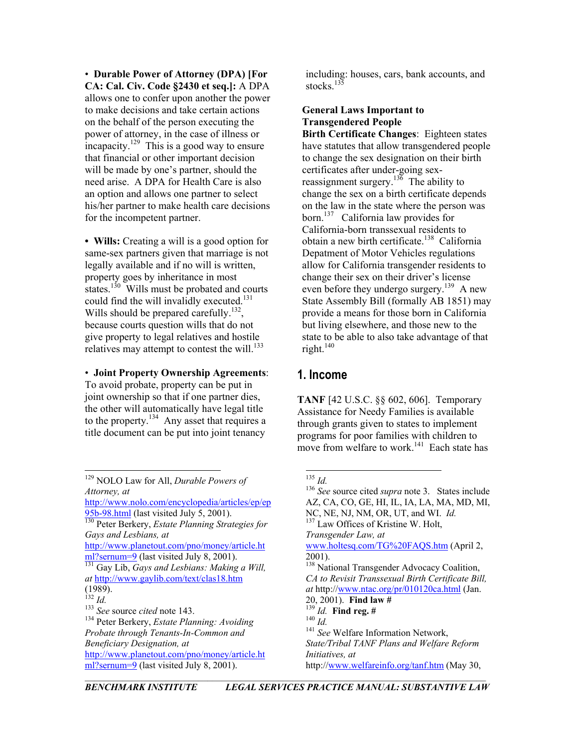• **Durable Power of Attorney (DPA) [For CA: Cal. Civ. Code §2430 et seq.]:** A DPA allows one to confer upon another the power to make decisions and take certain actions on the behalf of the person executing the power of attorney, in the case of illness or incapacity.[129] This is a good way to ensure that financial or other important decision will be made by one's partner, should the need arise. A DPA for Health Care is also an option and allows one partner to select his/her partner to make health care decisions for the incompetent partner.

• **Wills:** Creating a will is a good option for same-sex partners given that marriage is not legally available and if no will is written, property goes by inheritance in most states.[130] Wills must be probated and courts could find the will invalidly executed.[131] Wills should be prepared carefully.[132], because courts question wills that do not give property to legal relatives and hostile relatives may attempt to contest the will.[133]

• **Joint Property Ownership Agreements**: To avoid probate, property can be put in joint ownership so that if one partner dies, the other will automatically have legal title to the property.[134] Any asset that requires a title document can be put into joint tenancy including: houses, cars, bank accounts, and stocks.[135]

**General Laws Important to Transgendered People**

**Birth Certificate Changes**: Eighteen states have statutes that allow transgendered people to change the sex designation on their birth certificates after under-going sex-reassignment surgery.[136] The ability to change the sex on a birth certificate depends on the law in the state where the person was born.[137] California law provides for California-born transsexual residents to obtain a new birth certificate.[138] California Depatment of Motor Vehicles regulations allow for California transgender residents to change their sex on their driver's license even before they undergo surgery.[139] A new State Assembly Bill (formally AB 1851) may provide a means for those born in California but living elsewhere, and those new to the state to be able to also take advantage of that right.[140]

## 1. Income

**TANF** [42 U.S.C. §§ 602, 606]. Temporary Assistance for Needy Families is available through grants given to states to implement programs for poor families with children to move from welfare to work.[141] Each state has

---

[129] NOLO Law for All, *Durable Powers of Attorney, at* http://www.nolo.com/encyclopedia/articles/ep/ep95b-98.html (last visited July 5, 2001).

[130] Peter Berkery, *Estate Planning Strategies for Gays and Lesbians, at* http://www.planetout.com/pno/money/article.html?sernum=9 (last visited July 8, 2001).

[131] Gay Lib, *Gays and Lesbians: Making a Will, at* http://www.gaylib.com/text/clas18.htm (1989).

[132] *Id.*

[133] *See* source *cited* note 143.

[134] Peter Berkery, *Estate Planning: Avoiding Probate through Tenants-In-Common and Beneficiary Designation, at* http://www.planetout.com/pno/money/article.html?sernum=9 (last visited July 8, 2001).

[135] *Id.*

[136] *See* source cited *supra* note 3. States include AZ, CA, CO, GE, HI, IL, IA, LA, MA, MD, MI, NC, NE, NJ, NM, OR, UT, and WI. *Id.*

[137] Law Offices of Kristine W. Holt, *Transgender Law, at* www.holtesq.com/TG%20FAQS.htm (April 2, 2001).

[138] National Transgender Advocacy Coalition, *CA to Revisit Transsexual Birth Certificate Bill, at* http://www.ntac.org/pr/010120ca.html (Jan. 20, 2001). **Find law #**

[139] *Id.* **Find reg. #**

[140] *Id.*

[141] *See* Welfare Information Network, *State/Tribal TANF Plans and Welfare Reform Initiatives, at* http://www.welfareinfo.org/tanf.htm (May 30,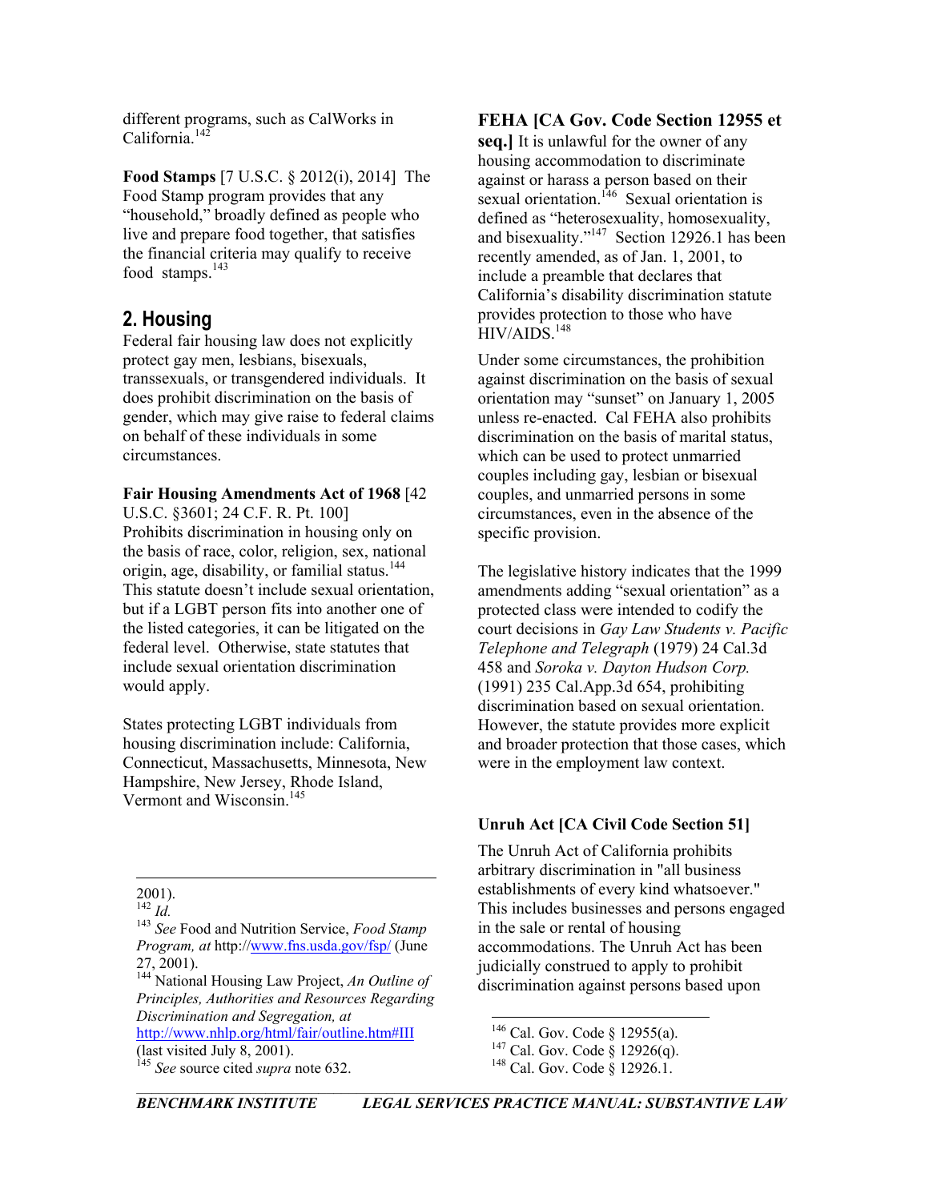different programs, such as CalWorks in California.[142]

**Food Stamps** [7 U.S.C. § 2012(i), 2014] The Food Stamp program provides that any "household," broadly defined as people who live and prepare food together, that satisfies the financial criteria may qualify to receive food stamps.[143]

## 2. Housing

Federal fair housing law does not explicitly protect gay men, lesbians, bisexuals, transsexuals, or transgendered individuals. It does prohibit discrimination on the basis of gender, which may give raise to federal claims on behalf of these individuals in some circumstances.

**Fair Housing Amendments Act of 1968** [42 U.S.C. §3601; 24 C.F. R. Pt. 100] Prohibits discrimination in housing only on the basis of race, color, religion, sex, national origin, age, disability, or familial status.[144] This statute doesn't include sexual orientation, but if a LGBT person fits into another one of the listed categories, it can be litigated on the federal level. Otherwise, state statutes that include sexual orientation discrimination would apply.

States protecting LGBT individuals from housing discrimination include: California, Connecticut, Massachusetts, Minnesota, New Hampshire, New Jersey, Rhode Island, Vermont and Wisconsin.[145]

**FEHA [CA Gov. Code Section 12955 et seq.]** It is unlawful for the owner of any housing accommodation to discriminate against or harass a person based on their sexual orientation.[146] Sexual orientation is defined as "heterosexuality, homosexuality, and bisexuality."[147] Section 12926.1 has been recently amended, as of Jan. 1, 2001, to include a preamble that declares that California's disability discrimination statute provides protection to those who have HIV/AIDS.[148]

Under some circumstances, the prohibition against discrimination on the basis of sexual orientation may "sunset" on January 1, 2005 unless re-enacted. Cal FEHA also prohibits discrimination on the basis of marital status, which can be used to protect unmarried couples including gay, lesbian or bisexual couples, and unmarried persons in some circumstances, even in the absence of the specific provision.

The legislative history indicates that the 1999 amendments adding "sexual orientation" as a protected class were intended to codify the court decisions in *Gay Law Students v. Pacific Telephone and Telegraph* (1979) 24 Cal.3d 458 and *Soroka v. Dayton Hudson Corp.* (1991) 235 Cal.App.3d 654, prohibiting discrimination based on sexual orientation. However, the statute provides more explicit and broader protection that those cases, which were in the employment law context.

**Unruh Act [CA Civil Code Section 51]**

The Unruh Act of California prohibits arbitrary discrimination in "all business establishments of every kind whatsoever." This includes businesses and persons engaged in the sale or rental of housing accommodations. The Unruh Act has been judicially construed to apply to prohibit discrimination against persons based upon

---

2001).

[142] *Id.*

[143] *See* Food and Nutrition Service, *Food Stamp Program, at* http://www.fns.usda.gov/fsp/ (June 27, 2001).

[144] National Housing Law Project, *An Outline of Principles, Authorities and Resources Regarding Discrimination and Segregation, at* http://www.nhlp.org/html/fair/outline.htm#III (last visited July 8, 2001).

[145] *See* source cited *supra* note 632.

[146] Cal. Gov. Code § 12955(a).

[147] Cal. Gov. Code § 12926(q).

[148] Cal. Gov. Code § 12926.1.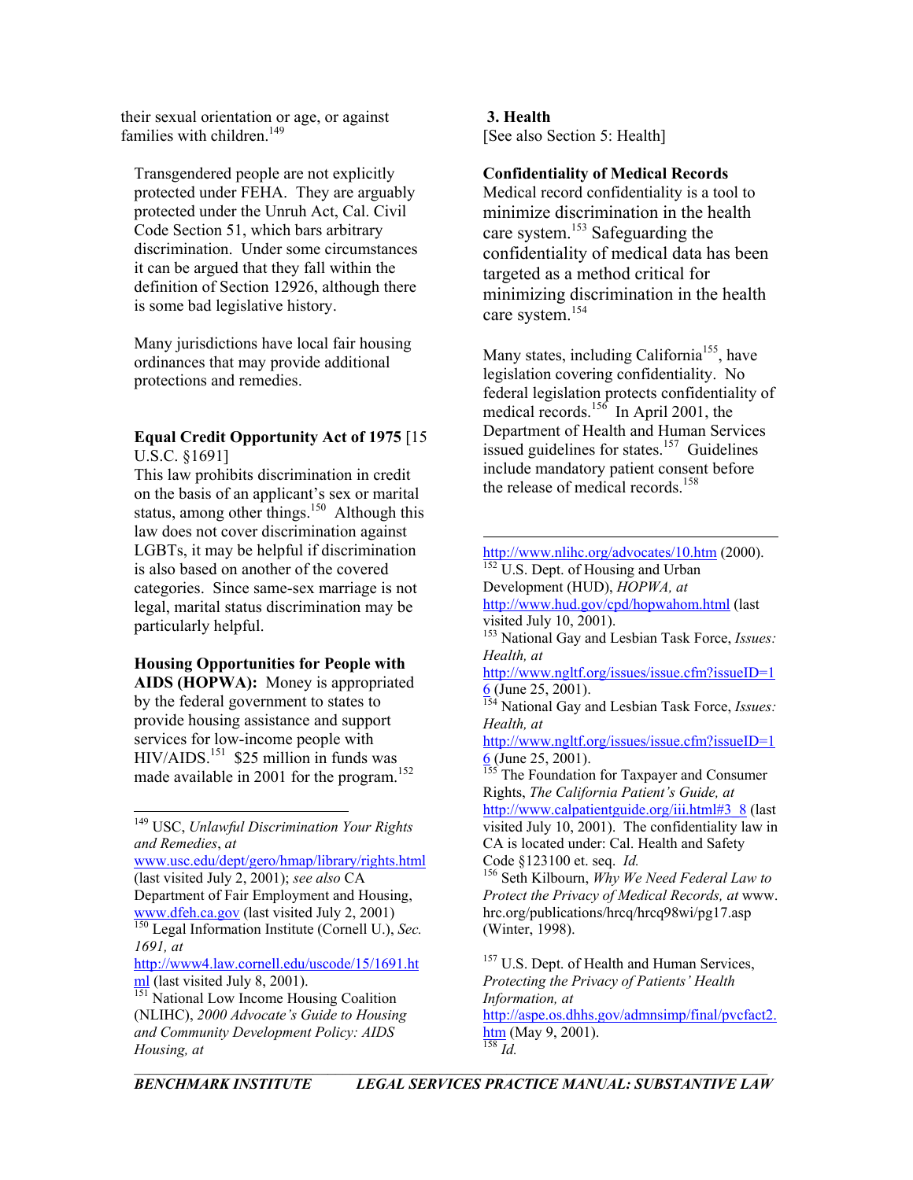their sexual orientation or age, or against families with children.[149]

Transgendered people are not explicitly protected under FEHA. They are arguably protected under the Unruh Act, Cal. Civil Code Section 51, which bars arbitrary discrimination. Under some circumstances it can be argued that they fall within the definition of Section 12926, although there is some bad legislative history.

Many jurisdictions have local fair housing ordinances that may provide additional protections and remedies.

**Equal Credit Opportunity Act of 1975** [15 U.S.C. §1691]
This law prohibits discrimination in credit on the basis of an applicant's sex or marital status, among other things.[150] Although this law does not cover discrimination against LGBTs, it may be helpful if discrimination is also based on another of the covered categories. Since same-sex marriage is not legal, marital status discrimination may be particularly helpful.

**Housing Opportunities for People with AIDS (HOPWA):** Money is appropriated by the federal government to states to provide housing assistance and support services for low-income people with HIV/AIDS.[151] $25 million in funds was made available in 2001 for the program.[152]

### 3. Health
[See also Section 5: Health]

**Confidentiality of Medical Records**
Medical record confidentiality is a tool to minimize discrimination in the health care system.[153] Safeguarding the confidentiality of medical data has been targeted as a method critical for minimizing discrimination in the health care system.[154]

Many states, including California[155], have legislation covering confidentiality. No federal legislation protects confidentiality of medical records.[156] In April 2001, the Department of Health and Human Services issued guidelines for states.[157] Guidelines include mandatory patient consent before the release of medical records.[158]

---

[149] USC, *Unlawful Discrimination Your Rights and Remedies*, *at* www.usc.edu/dept/gero/hmap/library/rights.html (last visited July 2, 2001); *see also* CA Department of Fair Employment and Housing, www.dfeh.ca.gov (last visited July 2, 2001)

[150] Legal Information Institute (Cornell U.), *Sec. 1691, at* http://www4.law.cornell.edu/uscode/15/1691.html (last visited July 8, 2001).

[151] National Low Income Housing Coalition (NLIHC), *2000 Advocate's Guide to Housing and Community Development Policy: AIDS Housing, at* http://www.nlihc.org/advocates/10.htm (2000).

[152] U.S. Dept. of Housing and Urban Development (HUD), *HOPWA, at* http://www.hud.gov/cpd/hopwahom.html (last visited July 10, 2001).

[153] National Gay and Lesbian Task Force, *Issues: Health, at* http://www.ngltf.org/issues/issue.cfm?issueID=16 (June 25, 2001).

[154] National Gay and Lesbian Task Force, *Issues: Health, at* http://www.ngltf.org/issues/issue.cfm?issueID=16 (June 25, 2001).

[155] The Foundation for Taxpayer and Consumer Rights, *The California Patient's Guide, at* http://www.calpatientguide.org/iii.html#3_8 (last visited July 10, 2001). The confidentiality law in CA is located under: Cal. Health and Safety Code §123100 et. seq. *Id.*

[156] Seth Kilbourn, *Why We Need Federal Law to Protect the Privacy of Medical Records, at* www.hrc.org/publications/hrcq/hrcq98wi/pg17.asp (Winter, 1998).

[157] U.S. Dept. of Health and Human Services, *Protecting the Privacy of Patients' Health Information, at* http://aspe.os.dhhs.gov/admnsimp/final/pvcfact2.htm (May 9, 2001).

[158] *Id.*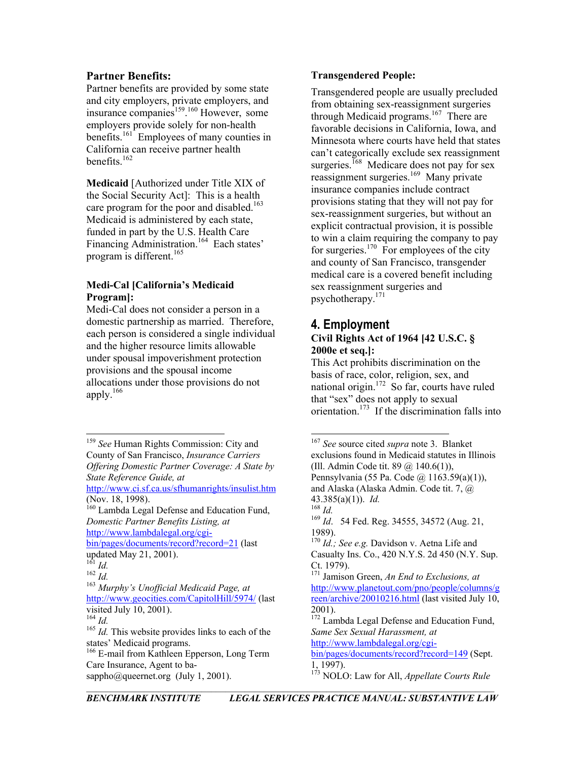### Partner Benefits:

Partner benefits are provided by some state and city employers, private employers, and insurance companies[159].[160] However, some employers provide solely for non-health benefits.[161] Employees of many counties in California can receive partner health benefits.[162]

**Medicaid** [Authorized under Title XIX of the Social Security Act]: This is a health care program for the poor and disabled.[163] Medicaid is administered by each state, funded in part by the U.S. Health Care Financing Administration.[164] Each states' program is different.[165]

### Medi-Cal [California's Medicaid Program]:

Medi-Cal does not consider a person in a domestic partnership as married. Therefore, each person is considered a single individual and the higher resource limits allowable under spousal impoverishment protection provisions and the spousal income allocations under those provisions do not apply.[166]

### Transgendered People:

Transgendered people are usually precluded from obtaining sex-reassignment surgeries through Medicaid programs.[167] There are favorable decisions in California, Iowa, and Minnesota where courts have held that states can't categorically exclude sex reassignment surgeries.[168] Medicare does not pay for sex reassignment surgeries.[169] Many private insurance companies include contract provisions stating that they will not pay for sex-reassignment surgeries, but without an explicit contractual provision, it is possible to win a claim requiring the company to pay for surgeries.[170] For employees of the city and county of San Francisco, transgender medical care is a covered benefit including sex reassignment surgeries and psychotherapy.[171]

## 4. Employment

### Civil Rights Act of 1964 [42 U.S.C. § 2000e et seq.]:

This Act prohibits discrimination on the basis of race, color, religion, sex, and national origin.[172] So far, courts have ruled that "sex" does not apply to sexual orientation.[173] If the discrimination falls into

---

[159] *See* Human Rights Commission: City and County of San Francisco, *Insurance Carriers Offering Domestic Partner Coverage: A State by State Reference Guide, at* http://www.ci.sf.ca.us/sfhumanrights/insulist.htm (Nov. 18, 1998).

[160] Lambda Legal Defense and Education Fund, *Domestic Partner Benefits Listing, at* http://www.lambdalegal.org/cgi-bin/pages/documents/record?record=21 (last updated May 21, 2001).

[161] *Id.*

[162] *Id.*

[163] *Murphy's Unofficial Medicaid Page, at* http://www.geocities.com/CapitolHill/5974/ (last visited July 10, 2001).

[164] *Id.*

[165] *Id.* This website provides links to each of the states' Medicaid programs.

[166] E-mail from Kathleen Epperson, Long Term Care Insurance, Agent to ba-sappho@queernet.org (July 1, 2001).

[167] *See* source cited *supra* note 3. Blanket exclusions found in Medicaid statutes in Illinois (Ill. Admin Code tit. 89 @ 140.6(1)), Pennsylvania (55 Pa. Code @ 1163.59(a)(1)), and Alaska (Alaska Admin. Code tit. 7, @ 43.385(a)(1)). *Id.*

[168] *Id.*

[169] *Id*. 54 Fed. Reg. 34555, 34572 (Aug. 21, 1989).

[170] *Id.; See e.g.* Davidson v. Aetna Life and Casualty Ins. Co., 420 N.Y.S. 2d 450 (N.Y. Sup. Ct. 1979).

[171] Jamison Green, *An End to Exclusions, at* http://www.planetout.com/pno/people/columns/green/archive/20010216.html (last visited July 10, 2001).

[172] Lambda Legal Defense and Education Fund, *Same Sex Sexual Harassment, at* http://www.lambdalegal.org/cgi-bin/pages/documents/record?record=149 (Sept. 1, 1997).

[173] NOLO: Law for All, *Appellate Courts Rule*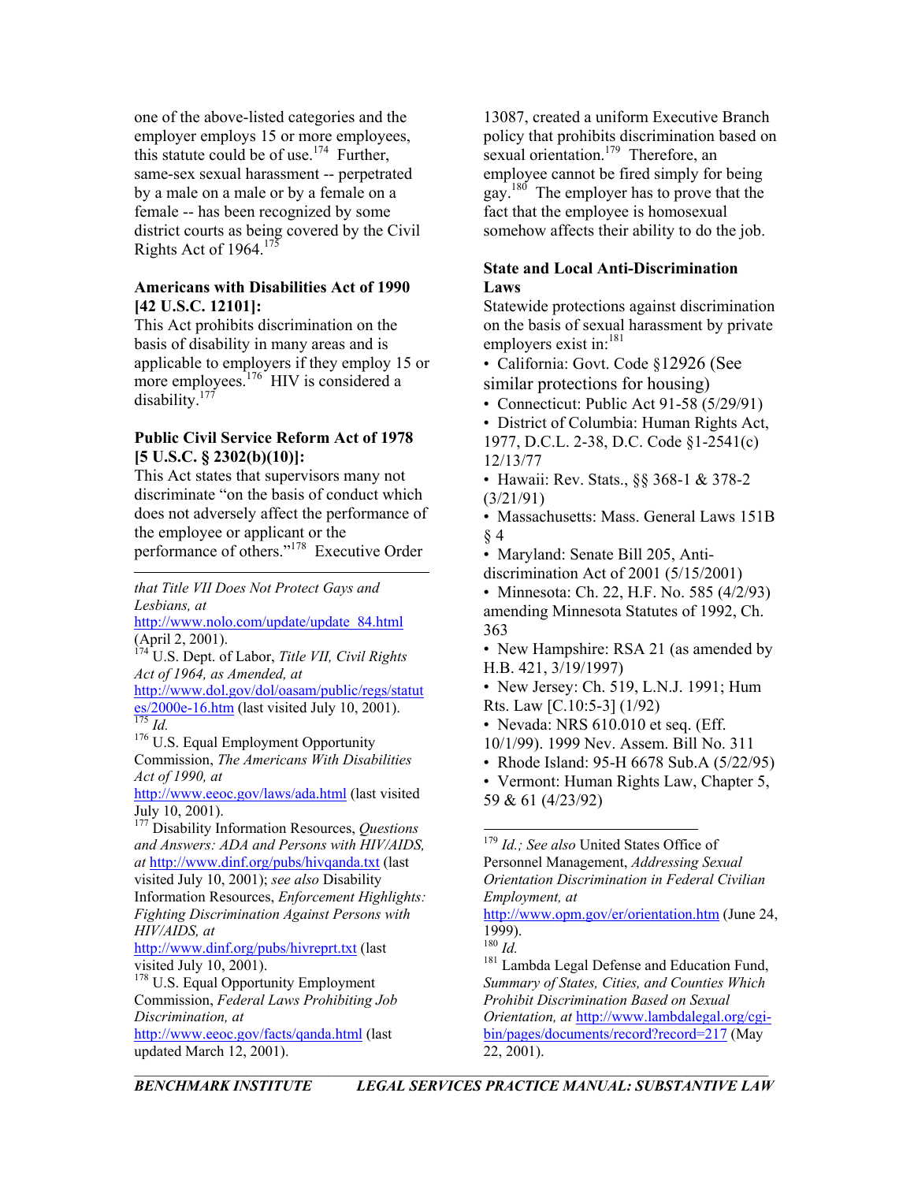one of the above-listed categories and the employer employs 15 or more employees, this statute could be of use.[174] Further, same-sex sexual harassment -- perpetrated by a male on a male or by a female on a female -- has been recognized by some district courts as being covered by the Civil Rights Act of 1964.[175]

**Americans with Disabilities Act of 1990 [42 U.S.C. 12101]:**
This Act prohibits discrimination on the basis of disability in many areas and is applicable to employers if they employ 15 or more employees.[176] HIV is considered a disability.[177]

**Public Civil Service Reform Act of 1978 [5 U.S.C. § 2302(b)(10)]:**
This Act states that supervisors many not discriminate "on the basis of conduct which does not adversely affect the performance of the employee or applicant or the performance of others."[178] Executive Order 13087, created a uniform Executive Branch policy that prohibits discrimination based on sexual orientation.[179] Therefore, an employee cannot be fired simply for being gay.[180] The employer has to prove that the fact that the employee is homosexual somehow affects their ability to do the job.

**State and Local Anti-Discrimination Laws**
Statewide protections against discrimination on the basis of sexual harassment by private employers exist in:[181]

- California: Govt. Code §12926 (See similar protections for housing)
- Connecticut: Public Act 91-58 (5/29/91)
- District of Columbia: Human Rights Act, 1977, D.C.L. 2-38, D.C. Code §1-2541(c) 12/13/77
- Hawaii: Rev. Stats., §§ 368-1 & 378-2 (3/21/91)
- Massachusetts: Mass. General Laws 151B § 4
- Maryland: Senate Bill 205, Anti-discrimination Act of 2001 (5/15/2001)
- Minnesota: Ch. 22, H.F. No. 585 (4/2/93) amending Minnesota Statutes of 1992, Ch. 363
- New Hampshire: RSA 21 (as amended by H.B. 421, 3/19/1997)
- New Jersey: Ch. 519, L.N.J. 1991; Hum Rts. Law [C.10:5-3] (1/92)
- Nevada: NRS 610.010 et seq. (Eff. 10/1/99). 1999 Nev. Assem. Bill No. 311
- Rhode Island: 95-H 6678 Sub.A (5/22/95)
- Vermont: Human Rights Law, Chapter 5, 59 & 61 (4/23/92)

---

*that Title VII Does Not Protect Gays and Lesbians, at* http://www.nolo.com/update/update_84.html (April 2, 2001).

[174] U.S. Dept. of Labor, *Title VII, Civil Rights Act of 1964, as Amended, at* http://www.dol.gov/dol/oasam/public/regs/statutes/2000e-16.htm (last visited July 10, 2001).

[175] *Id.*

[176] U.S. Equal Employment Opportunity Commission, *The Americans With Disabilities Act of 1990, at* http://www.eeoc.gov/laws/ada.html (last visited July 10, 2001).

[177] Disability Information Resources, *Questions and Answers: ADA and Persons with HIV/AIDS, at* http://www.dinf.org/pubs/hivqanda.txt (last visited July 10, 2001); *see also* Disability Information Resources, *Enforcement Highlights: Fighting Discrimination Against Persons with HIV/AIDS, at* http://www.dinf.org/pubs/hivreprt.txt (last visited July 10, 2001).

[178] U.S. Equal Opportunity Employment Commission, *Federal Laws Prohibiting Job Discrimination, at* http://www.eeoc.gov/facts/qanda.html (last updated March 12, 2001).

[179] *Id.; See also* United States Office of Personnel Management, *Addressing Sexual Orientation Discrimination in Federal Civilian Employment, at* http://www.opm.gov/er/orientation.htm (June 24, 1999).

[180] *Id.*

[181] Lambda Legal Defense and Education Fund, *Summary of States, Cities, and Counties Which Prohibit Discrimination Based on Sexual Orientation, at* http://www.lambdalegal.org/cgi-bin/pages/documents/record?record=217 (May 22, 2001).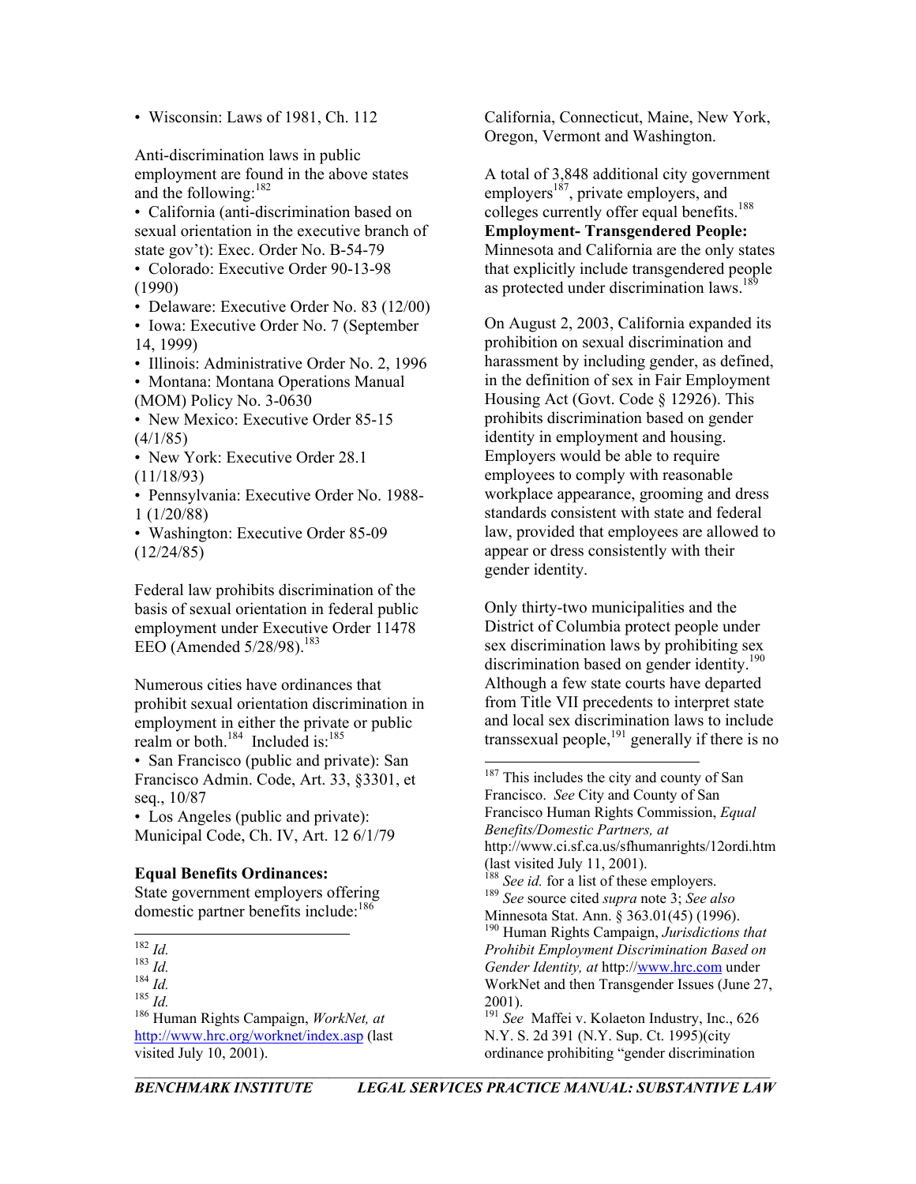• Wisconsin: Laws of 1981, Ch. 112

Anti-discrimination laws in public employment are found in the above states and the following:[182]

• California (anti-discrimination based on sexual orientation in the executive branch of state gov't): Exec. Order No. B-54-79
• Colorado: Executive Order 90-13-98 (1990)
• Delaware: Executive Order No. 83 (12/00)
• Iowa: Executive Order No. 7 (September 14, 1999)
• Illinois: Administrative Order No. 2, 1996
• Montana: Montana Operations Manual (MOM) Policy No. 3-0630
• New Mexico: Executive Order 85-15 (4/1/85)
• New York: Executive Order 28.1 (11/18/93)
• Pennsylvania: Executive Order No. 1988-1 (1/20/88)
• Washington: Executive Order 85-09 (12/24/85)

Federal law prohibits discrimination of the basis of sexual orientation in federal public employment under Executive Order 11478 EEO (Amended 5/28/98).[183]

Numerous cities have ordinances that prohibit sexual orientation discrimination in employment in either the private or public realm or both.[184] Included is:[185]

• San Francisco (public and private): San Francisco Admin. Code, Art. 33, §3301, et seq., 10/87
• Los Angeles (public and private): Municipal Code, Ch. IV, Art. 12 6/1/79

**Equal Benefits Ordinances:**
State government employers offering domestic partner benefits include:[186] California, Connecticut, Maine, New York, Oregon, Vermont and Washington.

A total of 3,848 additional city government employers[187], private employers, and colleges currently offer equal benefits.[188]

**Employment- Transgendered People:**
Minnesota and California are the only states that explicitly include transgendered people as protected under discrimination laws.[189]

On August 2, 2003, California expanded its prohibition on sexual discrimination and harassment by including gender, as defined, in the definition of sex in Fair Employment Housing Act (Govt. Code § 12926). This prohibits discrimination based on gender identity in employment and housing. Employers would be able to require employees to comply with reasonable workplace appearance, grooming and dress standards consistent with state and federal law, provided that employees are allowed to appear or dress consistently with their gender identity.

Only thirty-two municipalities and the District of Columbia protect people under sex discrimination laws by prohibiting sex discrimination based on gender identity.[190] Although a few state courts have departed from Title VII precedents to interpret state and local sex discrimination laws to include transsexual people,[191] generally if there is no

---

[182] *Id.*

[183] *Id.*

[184] *Id.*

[185] *Id.*

[186] Human Rights Campaign, *WorkNet, at* http://www.hrc.org/worknet/index.asp (last visited July 10, 2001).

[187] This includes the city and county of San Francisco. *See* City and County of San Francisco Human Rights Commission, *Equal Benefits/Domestic Partners, at* http://www.ci.sf.ca.us/sfhumanrights/12ordi.htm (last visited July 11, 2001).

[188] *See id.* for a list of these employers.

[189] *See* source cited *supra* note 3; *See also* Minnesota Stat. Ann. § 363.01(45) (1996).

[190] Human Rights Campaign, *Jurisdictions that Prohibit Employment Discrimination Based on Gender Identity, at* http://www.hrc.com under WorkNet and then Transgender Issues (June 27, 2001).

[191] *See* Maffei v. Kolaeton Industry, Inc., 626 N.Y. S. 2d 391 (N.Y. Sup. Ct. 1995)(city ordinance prohibiting "gender discrimination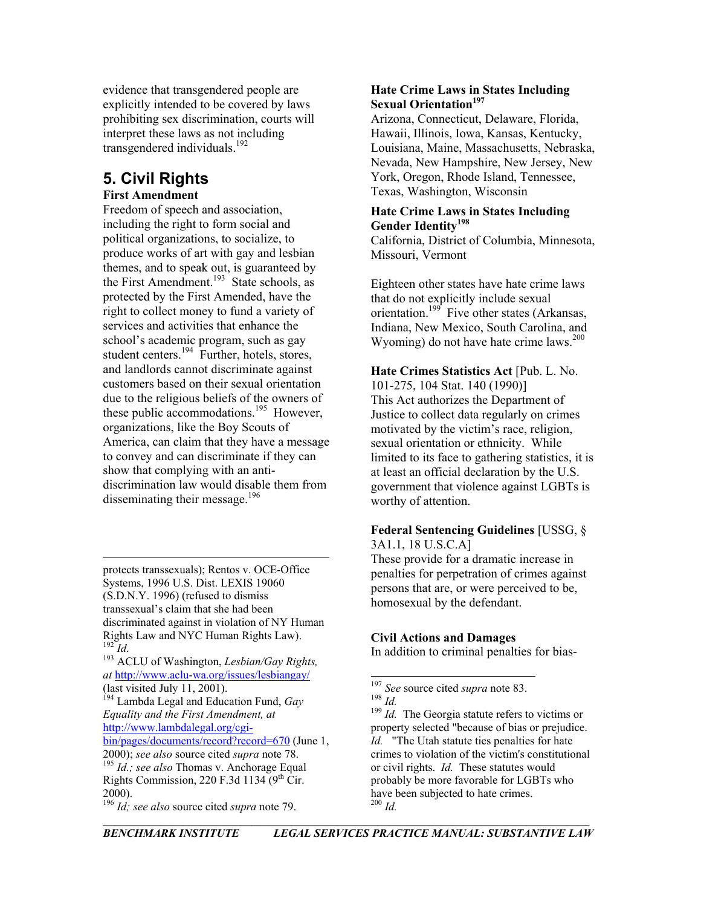evidence that transgendered people are explicitly intended to be covered by laws prohibiting sex discrimination, courts will interpret these laws as not including transgendered individuals.[192]

## 5. Civil Rights

**First Amendment**

Freedom of speech and association, including the right to form social and political organizations, to socialize, to produce works of art with gay and lesbian themes, and to speak out, is guaranteed by the First Amendment.[193] State schools, as protected by the First Amended, have the right to collect money to fund a variety of services and activities that enhance the school's academic program, such as gay student centers.[194] Further, hotels, stores, and landlords cannot discriminate against customers based on their sexual orientation due to the religious beliefs of the owners of these public accommodations.[195] However, organizations, like the Boy Scouts of America, can claim that they have a message to convey and can discriminate if they can show that complying with an anti-discrimination law would disable them from disseminating their message.[196]

protects transsexuals); Rentos v. OCE-Office Systems, 1996 U.S. Dist. LEXIS 19060 (S.D.N.Y. 1996) (refused to dismiss transsexual's claim that she had been discriminated against in violation of NY Human Rights Law and NYC Human Rights Law).

[192] *Id.*

[193] ACLU of Washington, *Lesbian/Gay Rights, at* http://www.aclu-wa.org/issues/lesbiangay/ (last visited July 11, 2001).

[194] Lambda Legal and Education Fund, *Gay Equality and the First Amendment, at* http://www.lambdalegal.org/cgi-bin/pages/documents/record?record=670 (June 1, 2000); *see also* source cited *supra* note 78.

[195] *Id.; see also* Thomas v. Anchorage Equal Rights Commission, 220 F.3d 1134 (9th Cir. 2000).

[196] *Id; see also* source cited *supra* note 79.

**Hate Crime Laws in States Including Sexual Orientation**[197]

Arizona, Connecticut, Delaware, Florida, Hawaii, Illinois, Iowa, Kansas, Kentucky, Louisiana, Maine, Massachusetts, Nebraska, Nevada, New Hampshire, New Jersey, New York, Oregon, Rhode Island, Tennessee, Texas, Washington, Wisconsin

**Hate Crime Laws in States Including Gender Identity**[198]

California, District of Columbia, Minnesota, Missouri, Vermont

Eighteen other states have hate crime laws that do not explicitly include sexual orientation.[199] Five other states (Arkansas, Indiana, New Mexico, South Carolina, and Wyoming) do not have hate crime laws.[200]

**Hate Crimes Statistics Act** [Pub. L. No. 101-275, 104 Stat. 140 (1990)]

This Act authorizes the Department of Justice to collect data regularly on crimes motivated by the victim's race, religion, sexual orientation or ethnicity. While limited to its face to gathering statistics, it is at least an official declaration by the U.S. government that violence against LGBTs is worthy of attention.

**Federal Sentencing Guidelines** [USSG, § 3A1.1, 18 U.S.C.A]

These provide for a dramatic increase in penalties for perpetration of crimes against persons that are, or were perceived to be, homosexual by the defendant.

**Civil Actions and Damages**

In addition to criminal penalties for bias-

[197] *See* source cited *supra* note 83.

[198] *Id.*

[199] *Id.* The Georgia statute refers to victims or property selected "because of bias or prejudice. *Id.* "The Utah statute ties penalties for hate crimes to violation of the victim's constitutional or civil rights. *Id.* These statutes would probably be more favorable for LGBTs who have been subjected to hate crimes.

[200] *Id.*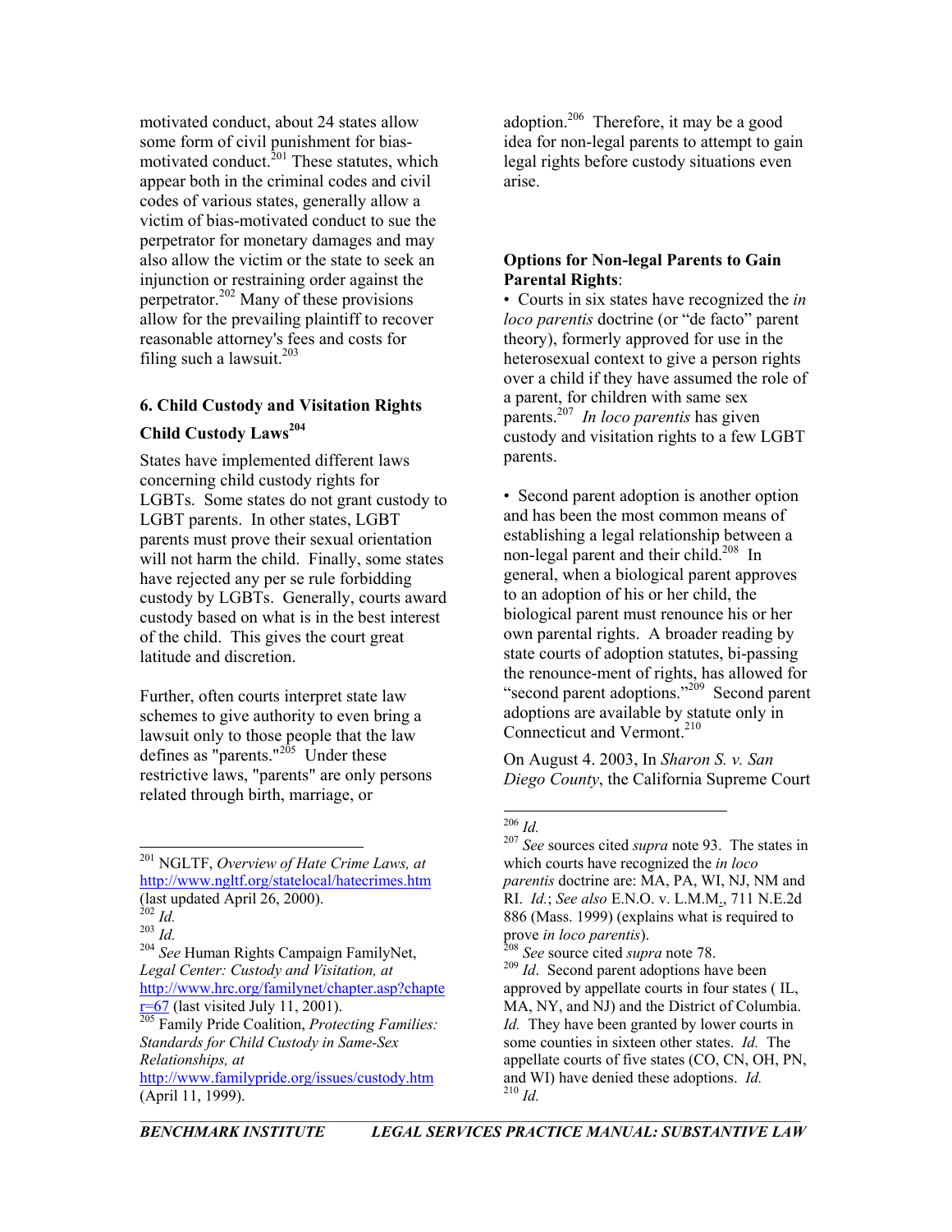motivated conduct, about 24 states allow some form of civil punishment for bias-motivated conduct.[201] These statutes, which appear both in the criminal codes and civil codes of various states, generally allow a victim of bias-motivated conduct to sue the perpetrator for monetary damages and may also allow the victim or the state to seek an injunction or restraining order against the perpetrator.[202] Many of these provisions allow for the prevailing plaintiff to recover reasonable attorney's fees and costs for filing such a lawsuit.[203]

### 6. Child Custody and Visitation Rights

#### Child Custody Laws[204]

States have implemented different laws concerning child custody rights for LGBTs. Some states do not grant custody to LGBT parents. In other states, LGBT parents must prove their sexual orientation will not harm the child. Finally, some states have rejected any per se rule forbidding custody by LGBTs. Generally, courts award custody based on what is in the best interest of the child. This gives the court great latitude and discretion.

Further, often courts interpret state law schemes to give authority to even bring a lawsuit only to those people that the law defines as "parents."[205] Under these restrictive laws, "parents" are only persons related through birth, marriage, or adoption.[206] Therefore, it may be a good idea for non-legal parents to attempt to gain legal rights before custody situations even arise.

**Options for Non-legal Parents to Gain Parental Rights**:

- Courts in six states have recognized the *in loco parentis* doctrine (or "de facto" parent theory), formerly approved for use in the heterosexual context to give a person rights over a child if they have assumed the role of a parent, for children with same sex parents.[207] *In loco parentis* has given custody and visitation rights to a few LGBT parents.

- Second parent adoption is another option and has been the most common means of establishing a legal relationship between a non-legal parent and their child.[208] In general, when a biological parent approves to an adoption of his or her child, the biological parent must renounce his or her own parental rights. A broader reading by state courts of adoption statutes, bi-passing the renounce-ment of rights, has allowed for "second parent adoptions."[209] Second parent adoptions are available by statute only in Connecticut and Vermont.[210]

On August 4. 2003, In *Sharon S. v. San Diego County*, the California Supreme Court

---

[201] NGLTF, *Overview of Hate Crime Laws, at* http://www.ngltf.org/statelocal/hatecrimes.htm (last updated April 26, 2000).

[202] *Id.*

[203] *Id.*

[204] *See* Human Rights Campaign FamilyNet, *Legal Center: Custody and Visitation, at* http://www.hrc.org/familynet/chapter.asp?chapter=67 (last visited July 11, 2001).

[205] Family Pride Coalition, *Protecting Families: Standards for Child Custody in Same-Sex Relationships, at* http://www.familypride.org/issues/custody.htm (April 11, 1999).

[206] *Id.*

[207] *See* sources cited *supra* note 93. The states in which courts have recognized the *in loco parentis* doctrine are: MA, PA, WI, NJ, NM and RI. *Id.*; *See also* E.N.O. v. L.M.M., 711 N.E.2d 886 (Mass. 1999) (explains what is required to prove *in loco parentis*).

[208] *See* source cited *supra* note 78.

[209] *Id.* Second parent adoptions have been approved by appellate courts in four states ( IL, MA, NY, and NJ) and the District of Columbia. *Id.* They have been granted by lower courts in some counties in sixteen other states. *Id.* The appellate courts of five states (CO, CN, OH, PN, and WI) have denied these adoptions. *Id.*

[210] *Id.*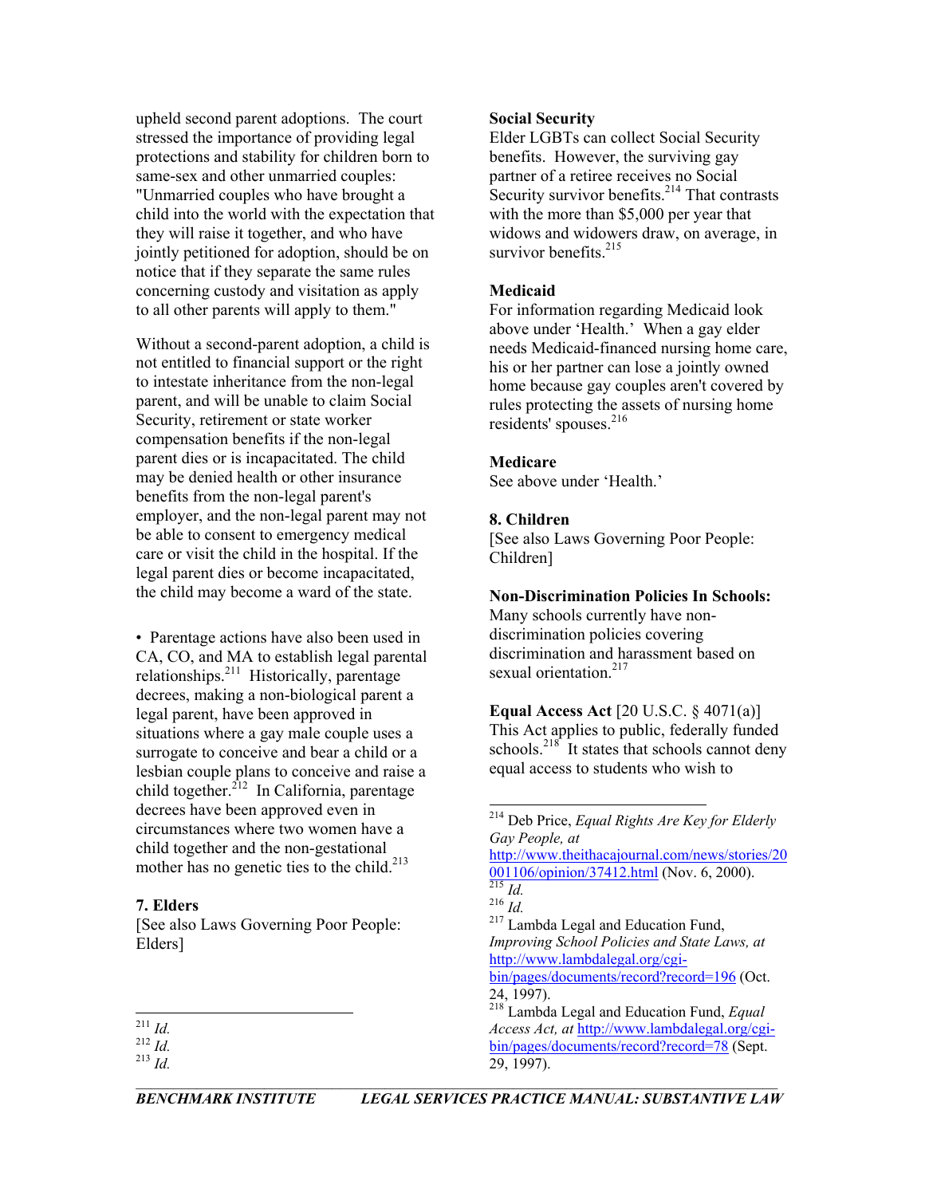upheld second parent adoptions. The court stressed the importance of providing legal protections and stability for children born to same-sex and other unmarried couples: "Unmarried couples who have brought a child into the world with the expectation that they will raise it together, and who have jointly petitioned for adoption, should be on notice that if they separate the same rules concerning custody and visitation as apply to all other parents will apply to them."

Without a second-parent adoption, a child is not entitled to financial support or the right to intestate inheritance from the non-legal parent, and will be unable to claim Social Security, retirement or state worker compensation benefits if the non-legal parent dies or is incapacitated. The child may be denied health or other insurance benefits from the non-legal parent's employer, and the non-legal parent may not be able to consent to emergency medical care or visit the child in the hospital. If the legal parent dies or become incapacitated, the child may become a ward of the state.

- Parentage actions have also been used in CA, CO, and MA to establish legal parental relationships.[211] Historically, parentage decrees, making a non-biological parent a legal parent, have been approved in situations where a gay male couple uses a surrogate to conceive and bear a child or a lesbian couple plans to conceive and raise a child together.[212] In California, parentage decrees have been approved even in circumstances where two women have a child together and the non-gestational mother has no genetic ties to the child.[213]

### 7. Elders

[See also Laws Governing Poor People: Elders]

**Social Security**

Elder LGBTs can collect Social Security benefits. However, the surviving gay partner of a retiree receives no Social Security survivor benefits.[214] That contrasts with the more than $5,000 per year that widows and widowers draw, on average, in survivor benefits.[215]

**Medicaid**

For information regarding Medicaid look above under 'Health.' When a gay elder needs Medicaid-financed nursing home care, his or her partner can lose a jointly owned home because gay couples aren't covered by rules protecting the assets of nursing home residents' spouses.[216]

**Medicare**

See above under 'Health.'

### 8. Children

[See also Laws Governing Poor People: Children]

**Non-Discrimination Policies In Schools:**

Many schools currently have non-discrimination policies covering discrimination and harassment based on sexual orientation.[217]

**Equal Access Act** [20 U.S.C. § 4071(a)]

This Act applies to public, federally funded schools.[218] It states that schools cannot deny equal access to students who wish to

---

[211] *Id.*

[212] *Id.*

[213] *Id.*

[214] Deb Price, *Equal Rights Are Key for Elderly Gay People, at* http://www.theithacajournal.com/news/stories/20001106/opinion/37412.html (Nov. 6, 2000).

[215] *Id.*

[216] *Id.*

[217] Lambda Legal and Education Fund, *Improving School Policies and State Laws, at* http://www.lambdalegal.org/cgi-bin/pages/documents/record?record=196 (Oct. 24, 1997).

[218] Lambda Legal and Education Fund, *Equal Access Act, at* http://www.lambdalegal.org/cgi-bin/pages/documents/record?record=78 (Sept. 29, 1997).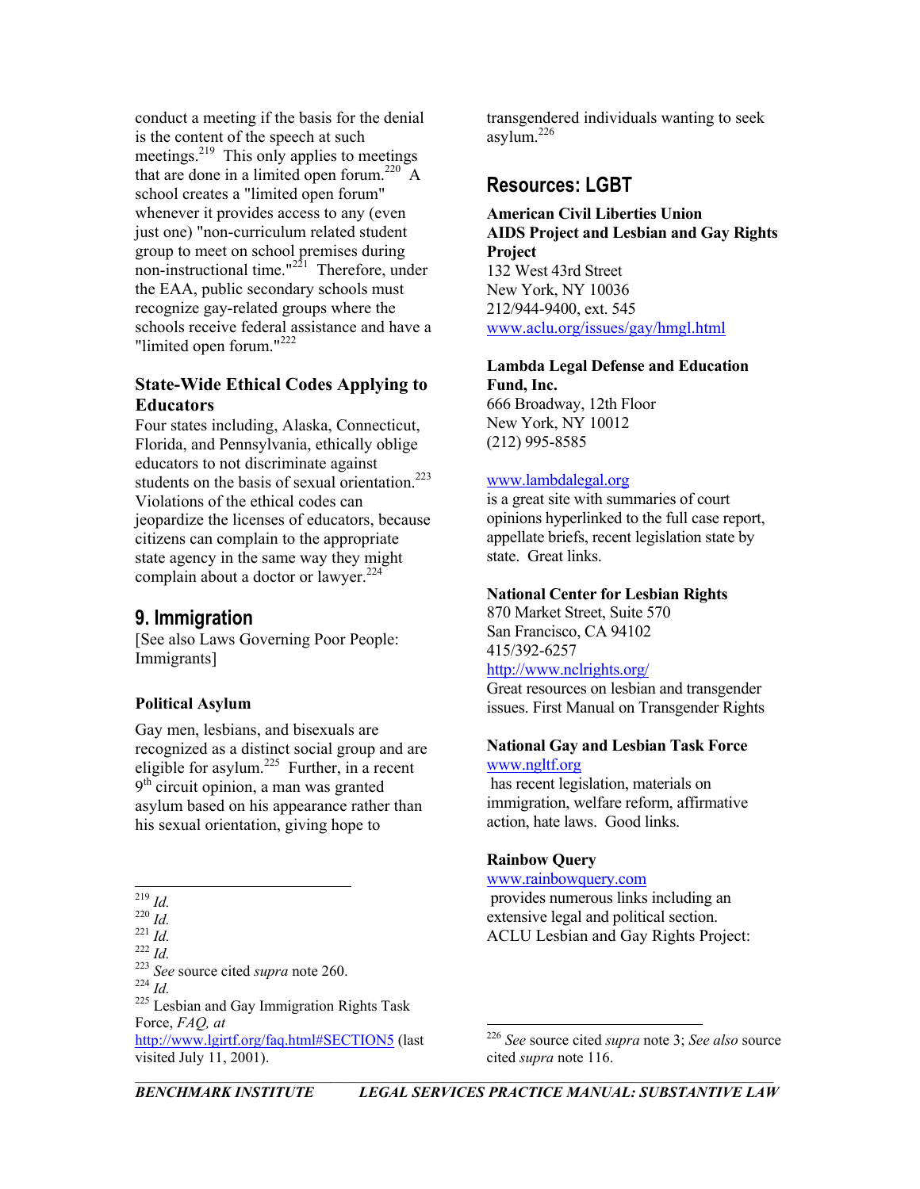conduct a meeting if the basis for the denial is the content of the speech at such meetings.[219] This only applies to meetings that are done in a limited open forum.[220] A school creates a "limited open forum" whenever it provides access to any (even just one) "non-curriculum related student group to meet on school premises during non-instructional time."[221] Therefore, under the EAA, public secondary schools must recognize gay-related groups where the schools receive federal assistance and have a "limited open forum."[222]

### State-Wide Ethical Codes Applying to Educators

Four states including, Alaska, Connecticut, Florida, and Pennsylvania, ethically oblige educators to not discriminate against students on the basis of sexual orientation.[223] Violations of the ethical codes can jeopardize the licenses of educators, because citizens can complain to the appropriate state agency in the same way they might complain about a doctor or lawyer.[224]

## 9. Immigration

[See also Laws Governing Poor People: Immigrants]

### Political Asylum

Gay men, lesbians, and bisexuals are recognized as a distinct social group and are eligible for asylum.[225] Further, in a recent 9th circuit opinion, a man was granted asylum based on his appearance rather than his sexual orientation, giving hope to transgendered individuals wanting to seek asylum.[226]

## Resources: LGBT

**American Civil Liberties Union AIDS Project and Lesbian and Gay Rights Project**
132 West 43rd Street
New York, NY 10036
212/944-9400, ext. 545
www.aclu.org/issues/gay/hmgl.html

**Lambda Legal Defense and Education Fund, Inc.**
666 Broadway, 12th Floor
New York, NY 10012
(212) 995-8585

www.lambdalegal.org
is a great site with summaries of court opinions hyperlinked to the full case report, appellate briefs, recent legislation state by state. Great links.

**National Center for Lesbian Rights**
870 Market Street, Suite 570
San Francisco, CA 94102
415/392-6257
http://www.nclrights.org/
Great resources on lesbian and transgender issues. First Manual on Transgender Rights

**National Gay and Lesbian Task Force**
www.ngltf.org
has recent legislation, materials on immigration, welfare reform, affirmative action, hate laws. Good links.

**Rainbow Query**
www.rainbowquery.com
provides numerous links including an extensive legal and political section.
ACLU Lesbian and Gay Rights Project:

---

219 *Id.*
220 *Id.*
221 *Id.*
222 *Id.*
223 *See* source cited *supra* note 260.
224 *Id.*
225 Lesbian and Gay Immigration Rights Task Force, *FAQ, at* http://www.lgirtf.org/faq.html#SECTION5 (last visited July 11, 2001).
226 *See* source cited *supra* note 3; *See also* source cited *supra* note 116.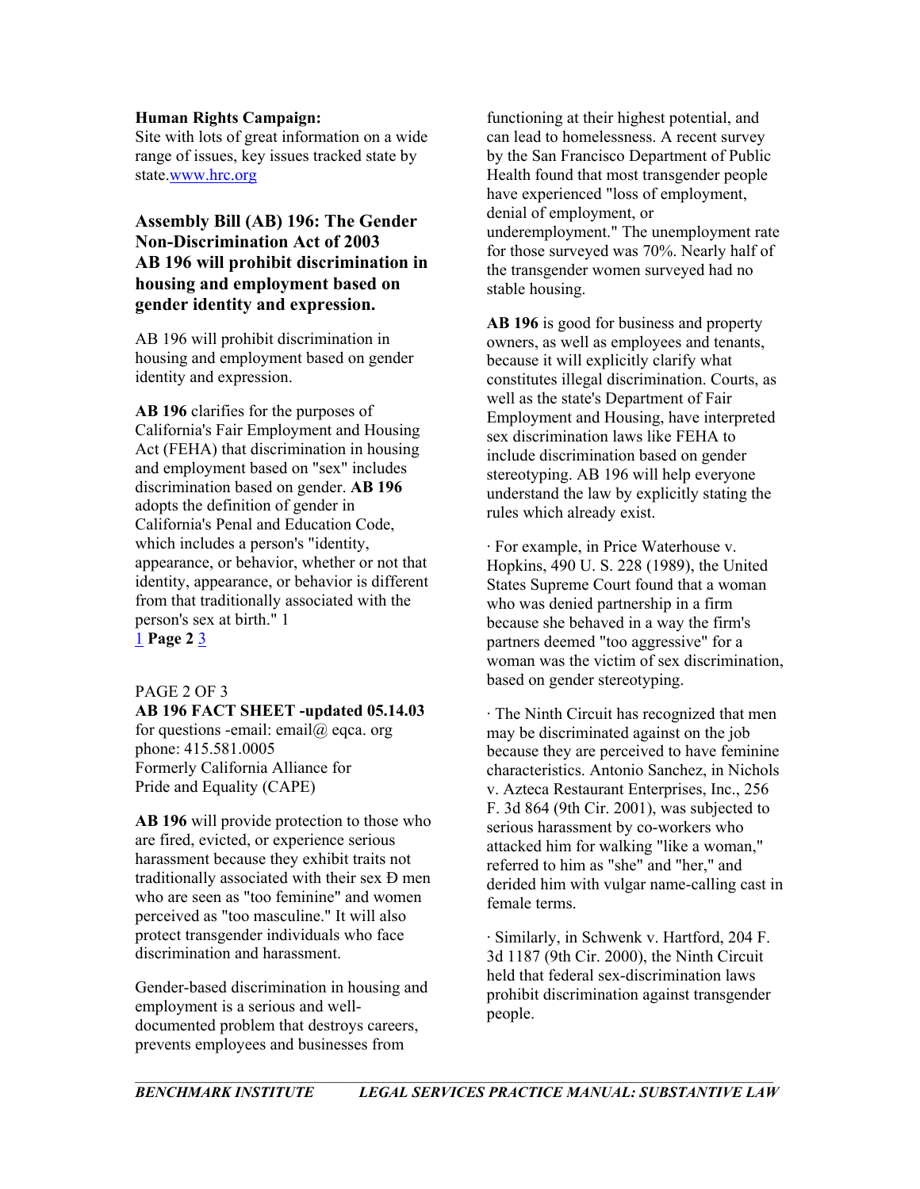**Human Rights Campaign:**
Site with lots of great information on a wide range of issues, key issues tracked state by state.www.hrc.org

### Assembly Bill (AB) 196: The Gender Non-Discrimination Act of 2003
### AB 196 will prohibit discrimination in housing and employment based on gender identity and expression.

AB 196 will prohibit discrimination in housing and employment based on gender identity and expression.

**AB 196** clarifies for the purposes of California's Fair Employment and Housing Act (FEHA) that discrimination in housing and employment based on "sex" includes discrimination based on gender. **AB 196** adopts the definition of gender in California's Penal and Education Code, which includes a person's "identity, appearance, or behavior, whether or not that identity, appearance, or behavior is different from that traditionally associated with the person's sex at birth." 1
1 **Page 2** 3

PAGE 2 OF 3
**AB 196 FACT SHEET -updated 05.14.03**
for questions -email: email@ eqca. org
phone: 415.581.0005
Formerly California Alliance for Pride and Equality (CAPE)

**AB 196** will provide protection to those who are fired, evicted, or experience serious harassment because they exhibit traits not traditionally associated with their sex Ð men who are seen as "too feminine" and women perceived as "too masculine." It will also protect transgender individuals who face discrimination and harassment.

Gender-based discrimination in housing and employment is a serious and well-documented problem that destroys careers, prevents employees and businesses from functioning at their highest potential, and can lead to homelessness. A recent survey by the San Francisco Department of Public Health found that most transgender people have experienced "loss of employment, denial of employment, or underemployment." The unemployment rate for those surveyed was 70%. Nearly half of the transgender women surveyed had no stable housing.

**AB 196** is good for business and property owners, as well as employees and tenants, because it will explicitly clarify what constitutes illegal discrimination. Courts, as well as the state's Department of Fair Employment and Housing, have interpreted sex discrimination laws like FEHA to include discrimination based on gender stereotyping. AB 196 will help everyone understand the law by explicitly stating the rules which already exist.

· For example, in Price Waterhouse v. Hopkins, 490 U. S. 228 (1989), the United States Supreme Court found that a woman who was denied partnership in a firm because she behaved in a way the firm's partners deemed "too aggressive" for a woman was the victim of sex discrimination, based on gender stereotyping.

· The Ninth Circuit has recognized that men may be discriminated against on the job because they are perceived to have feminine characteristics. Antonio Sanchez, in Nichols v. Azteca Restaurant Enterprises, Inc., 256 F. 3d 864 (9th Cir. 2001), was subjected to serious harassment by co-workers who attacked him for walking "like a woman," referred to him as "she" and "her," and derided him with vulgar name-calling cast in female terms.

· Similarly, in Schwenk v. Hartford, 204 F. 3d 1187 (9th Cir. 2000), the Ninth Circuit held that federal sex-discrimination laws prohibit discrimination against transgender people.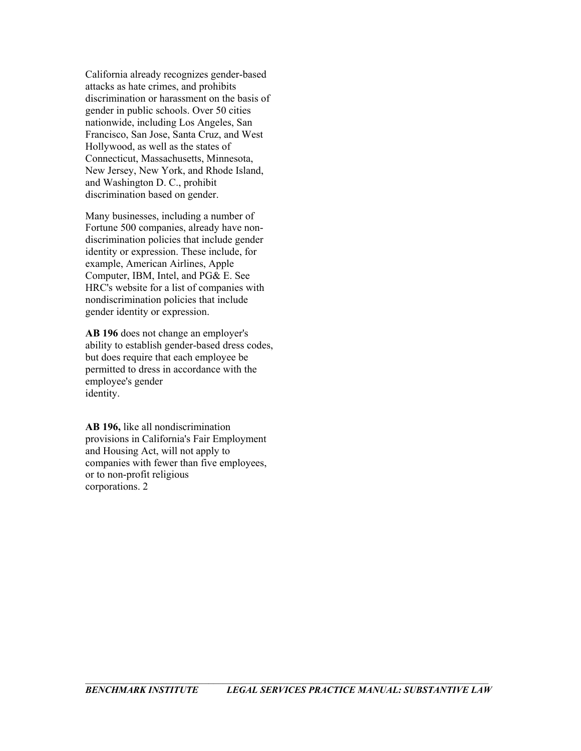California already recognizes gender-based attacks as hate crimes, and prohibits discrimination or harassment on the basis of gender in public schools. Over 50 cities nationwide, including Los Angeles, San Francisco, San Jose, Santa Cruz, and West Hollywood, as well as the states of Connecticut, Massachusetts, Minnesota, New Jersey, New York, and Rhode Island, and Washington D. C., prohibit discrimination based on gender.

Many businesses, including a number of Fortune 500 companies, already have non-discrimination policies that include gender identity or expression. These include, for example, American Airlines, Apple Computer, IBM, Intel, and PG& E. See HRC's website for a list of companies with nondiscrimination policies that include gender identity or expression.

**AB 196** does not change an employer's ability to establish gender-based dress codes, but does require that each employee be permitted to dress in accordance with the employee's gender identity.

**AB 196,** like all nondiscrimination provisions in California's Fair Employment and Housing Act, will not apply to companies with fewer than five employees, or to non-profit religious corporations. 2